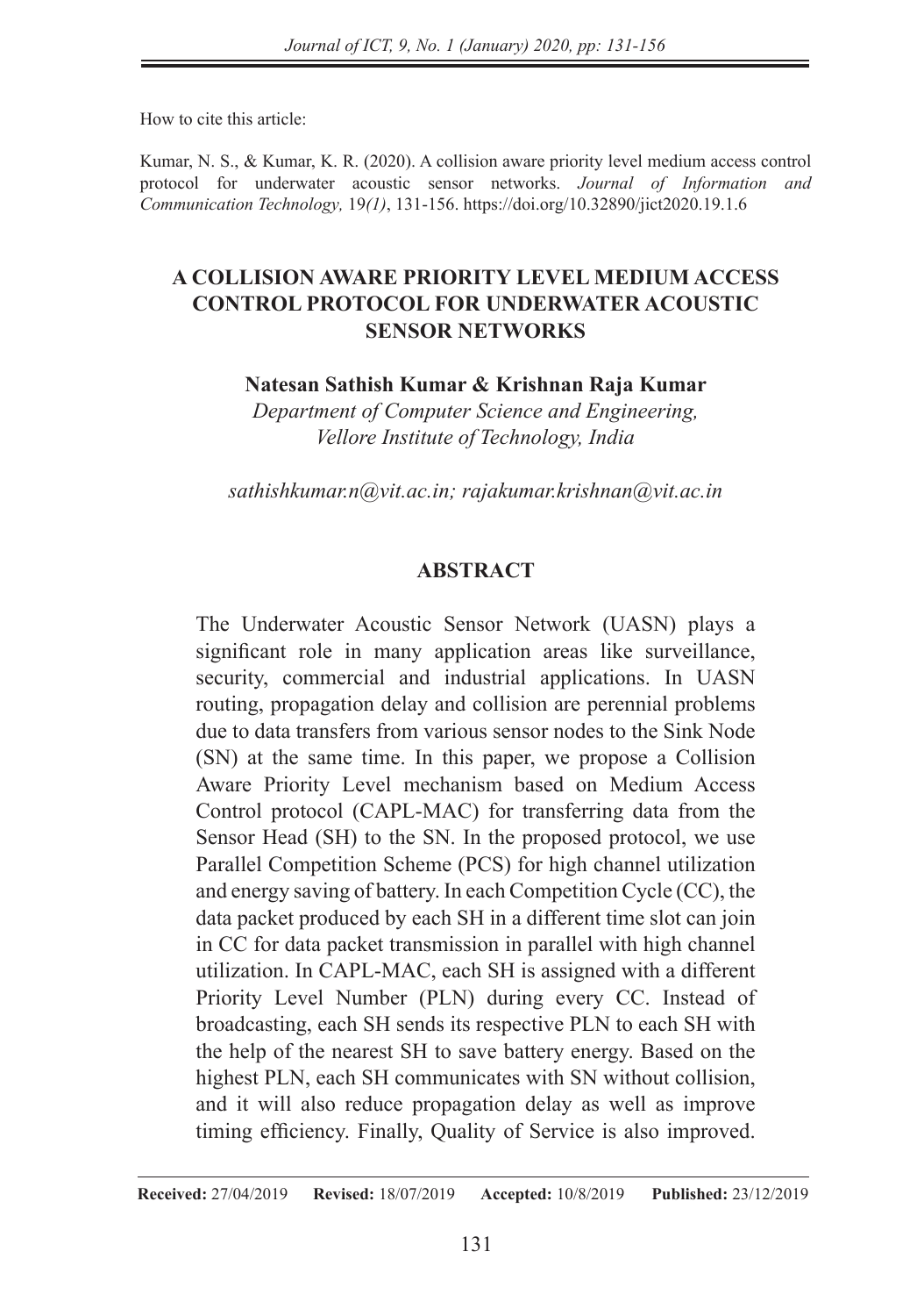How to cite this article:

Kumar, N. S., & Kumar, K. R. (2020). A collision aware priority level medium access control protocol for underwater acoustic sensor networks. *Journal of Information and Communication Technology,* 19*(1)*, 131-156. https://doi.org/10.32890/jict2020.19.1.6

# A COLLISION AWARE PRIORITY LEVEL MEDIUM ACCESS CONTROL PROTOCOL FOR UNDERWATER ACOUSTIC SENSOR NETWORKS

**Natesan Sathish Kumar & Krishnan Raja Kumar**

*Department of Computer Science and Engineering, Vellore Institute of Technology, India*

*sathishkumar.n@vit.ac.in; rajakumar.krishnan@vit.ac.in*

## ABSTRACT

The Underwater Acoustic Sensor Network (UASN) plays a significant role in many application areas like surveillance, security, commercial and industrial applications. In UASN routing, propagation delay and collision are perennial problems due to data transfers from various sensor nodes to the Sink Node (SN) at the same time. In this paper, we propose a Collision Aware Priority Level mechanism based on Medium Access Control protocol (CAPL-MAC) for transferring data from the Sensor Head (SH) to the SN. In the proposed protocol, we use Parallel Competition Scheme (PCS) for high channel utilization and energy saving of battery. In each Competition Cycle (CC), the data packet produced by each SH in a different time slot can join in CC for data packet transmission in parallel with high channel utilization. In CAPL-MAC, each SH is assigned with a different Priority Level Number (PLN) during every CC. Instead of broadcasting, each SH sends its respective PLN to each SH with the help of the nearest SH to save battery energy. Based on the highest PLN, each SH communicates with SN without collision, and it will also reduce propagation delay as well as improve timing efficiency. Finally, Quality of Service is also improved.

**Received:** 27/04/2019 **Revised:** 18/07/2019 **Accepted:** 10/8/2019 **Published:** 23/12/2019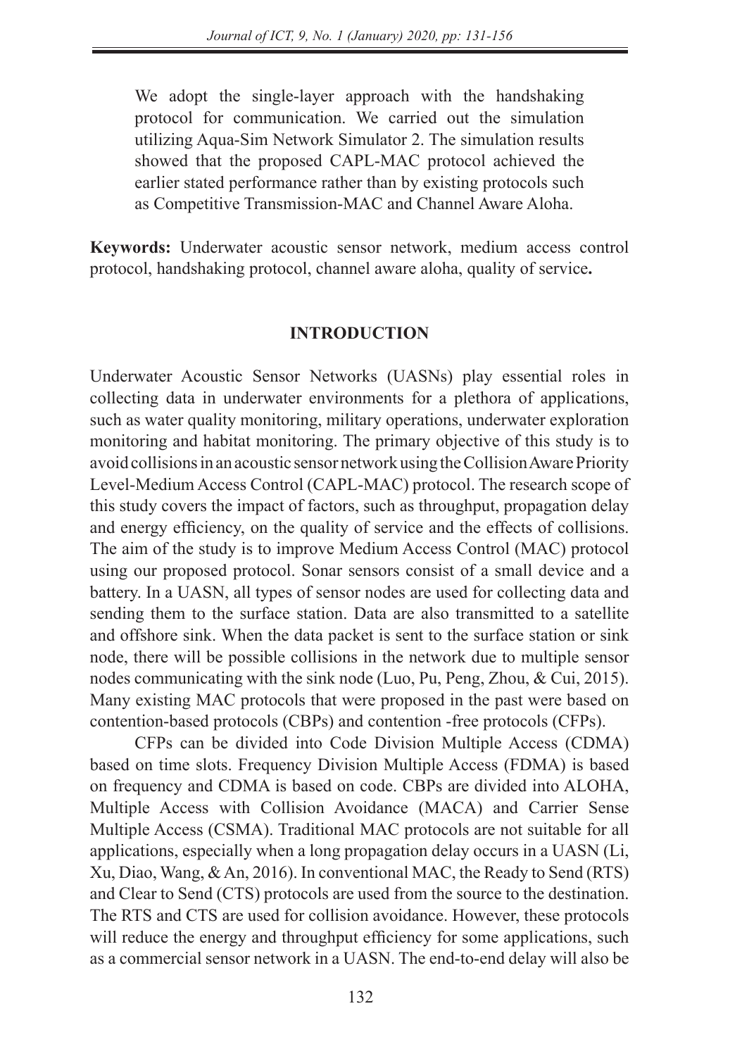We adopt the single-layer approach with the handshaking protocol for communication. We carried out the simulation utilizing Aqua-Sim Network Simulator 2. The simulation results showed that the proposed CAPL-MAC protocol achieved the earlier stated performance rather than by existing protocols such as Competitive Transmission-MAC and Channel Aware Aloha.

**Keywords:** Underwater acoustic sensor network, medium access control protocol, handshaking protocol, channel aware aloha, quality of service**.**

## INTRODUCTION

Underwater Acoustic Sensor Networks (UASNs) play essential roles in collecting data in underwater environments for a plethora of applications, such as water quality monitoring, military operations, underwater exploration monitoring and habitat monitoring. The primary objective of this study is to avoid collisions in an acoustic sensor network using the Collision Aware Priority Level-Medium Access Control (CAPL-MAC) protocol. The research scope of this study covers the impact of factors, such as throughput, propagation delay and energy efficiency, on the quality of service and the effects of collisions. The aim of the study is to improve Medium Access Control (MAC) protocol using our proposed protocol. Sonar sensors consist of a small device and a battery. In a UASN, all types of sensor nodes are used for collecting data and sending them to the surface station. Data are also transmitted to a satellite and offshore sink. When the data packet is sent to the surface station or sink node, there will be possible collisions in the network due to multiple sensor nodes communicating with the sink node (Luo, Pu, Peng, Zhou, & Cui, 2015). Many existing MAC protocols that were proposed in the past were based on contention-based protocols (CBPs) and contention -free protocols (CFPs).

CFPs can be divided into Code Division Multiple Access (CDMA) based on time slots. Frequency Division Multiple Access (FDMA) is based on frequency and CDMA is based on code. CBPs are divided into ALOHA, Multiple Access with Collision Avoidance (MACA) and Carrier Sense Multiple Access (CSMA). Traditional MAC protocols are not suitable for all applications, especially when a long propagation delay occurs in a UASN (Li, Xu, Diao, Wang, & An, 2016). In conventional MAC, the Ready to Send (RTS) and Clear to Send (CTS) protocols are used from the source to the destination. The RTS and CTS are used for collision avoidance. However, these protocols will reduce the energy and throughput efficiency for some applications, such as a commercial sensor network in a UASN. The end-to-end delay will also be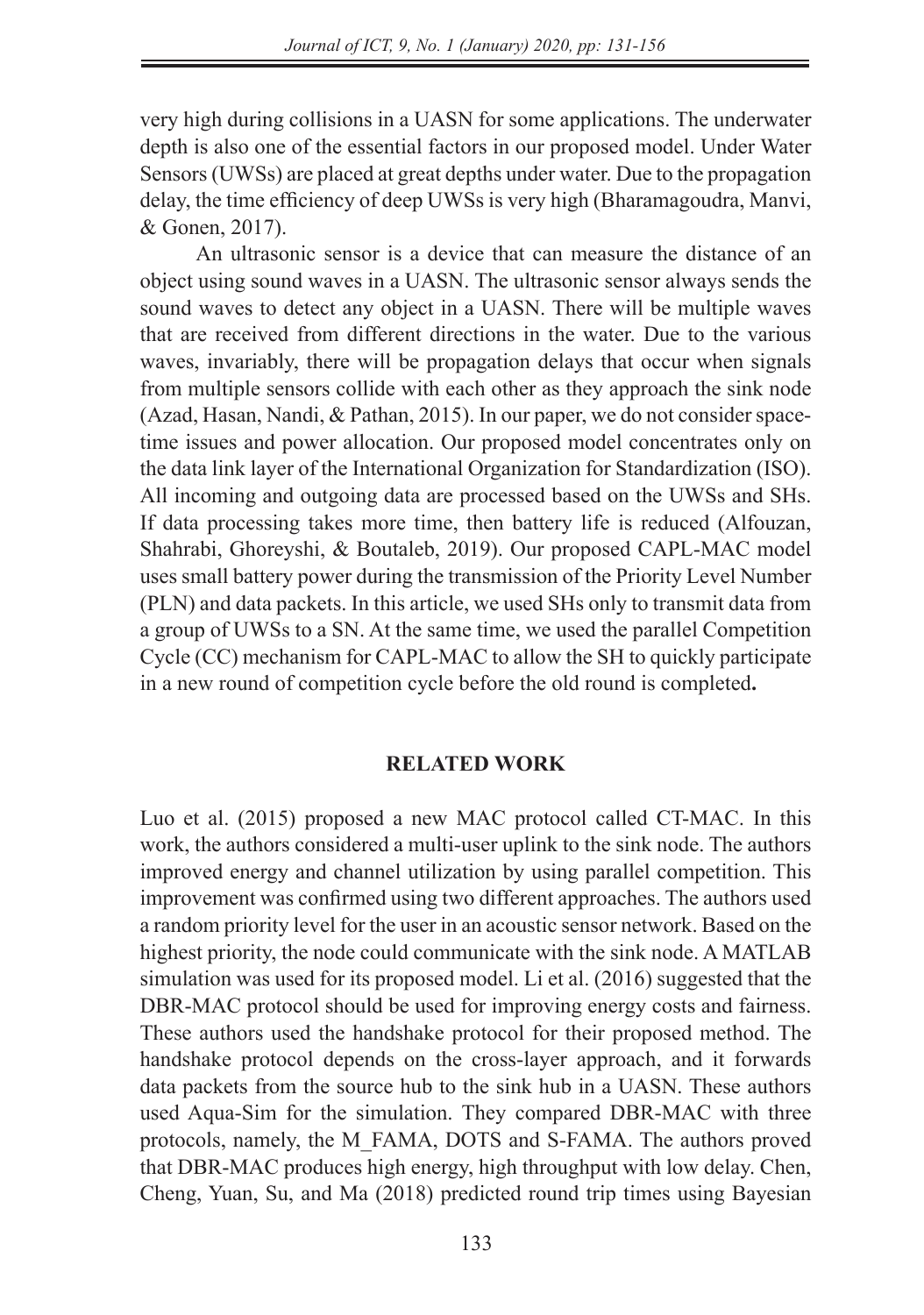very high during collisions in a UASN for some applications. The underwater depth is also one of the essential factors in our proposed model. Under Water Sensors (UWSs) are placed at great depths under water. Due to the propagation delay, the time efficiency of deep UWSs is very high (Bharamagoudra, Manvi, & Gonen, 2017).

An ultrasonic sensor is a device that can measure the distance of an object using sound waves in a UASN. The ultrasonic sensor always sends the sound waves to detect any object in a UASN. There will be multiple waves that are received from different directions in the water. Due to the various waves, invariably, there will be propagation delays that occur when signals from multiple sensors collide with each other as they approach the sink node (Azad, Hasan, Nandi, & Pathan, 2015). In our paper, we do not consider space-time issues and power allocation. Our proposed model concentrates only on the data link layer of the International Organization for Standardization (ISO). All incoming and outgoing data are processed based on the UWSs and SHs. If data processing takes more time, then battery life is reduced (Alfouzan, Shahrabi, Ghoreyshi, & Boutaleb, 2019). Our proposed CAPL-MAC model uses small battery power during the transmission of the Priority Level Number (PLN) and data packets. In this article, we used SHs only to transmit data from a group of UWSs to a SN. At the same time, we used the parallel Competition Cycle (CC) mechanism for CAPL-MAC to allow the SH to quickly participate in a new round of competition cycle before the old round is completed**.**

## RELATED WORK

Luo et al. (2015) proposed a new MAC protocol called CT-MAC. In this work, the authors considered a multi-user uplink to the sink node. The authors improved energy and channel utilization by using parallel competition. This improvement was confirmed using two different approaches. The authors used a random priority level for the user in an acoustic sensor network. Based on the highest priority, the node could communicate with the sink node. A MATLAB simulation was used for its proposed model. Li et al. (2016) suggested that the DBR-MAC protocol should be used for improving energy costs and fairness. These authors used the handshake protocol for their proposed method. The handshake protocol depends on the cross-layer approach, and it forwards data packets from the source hub to the sink hub in a UASN. These authors used Aqua-Sim for the simulation. They compared DBR-MAC with three protocols, namely, the M_FAMA, DOTS and S-FAMA. The authors proved that DBR-MAC produces high energy, high throughput with low delay. Chen, Cheng, Yuan, Su, and Ma (2018) predicted round trip times using Bayesian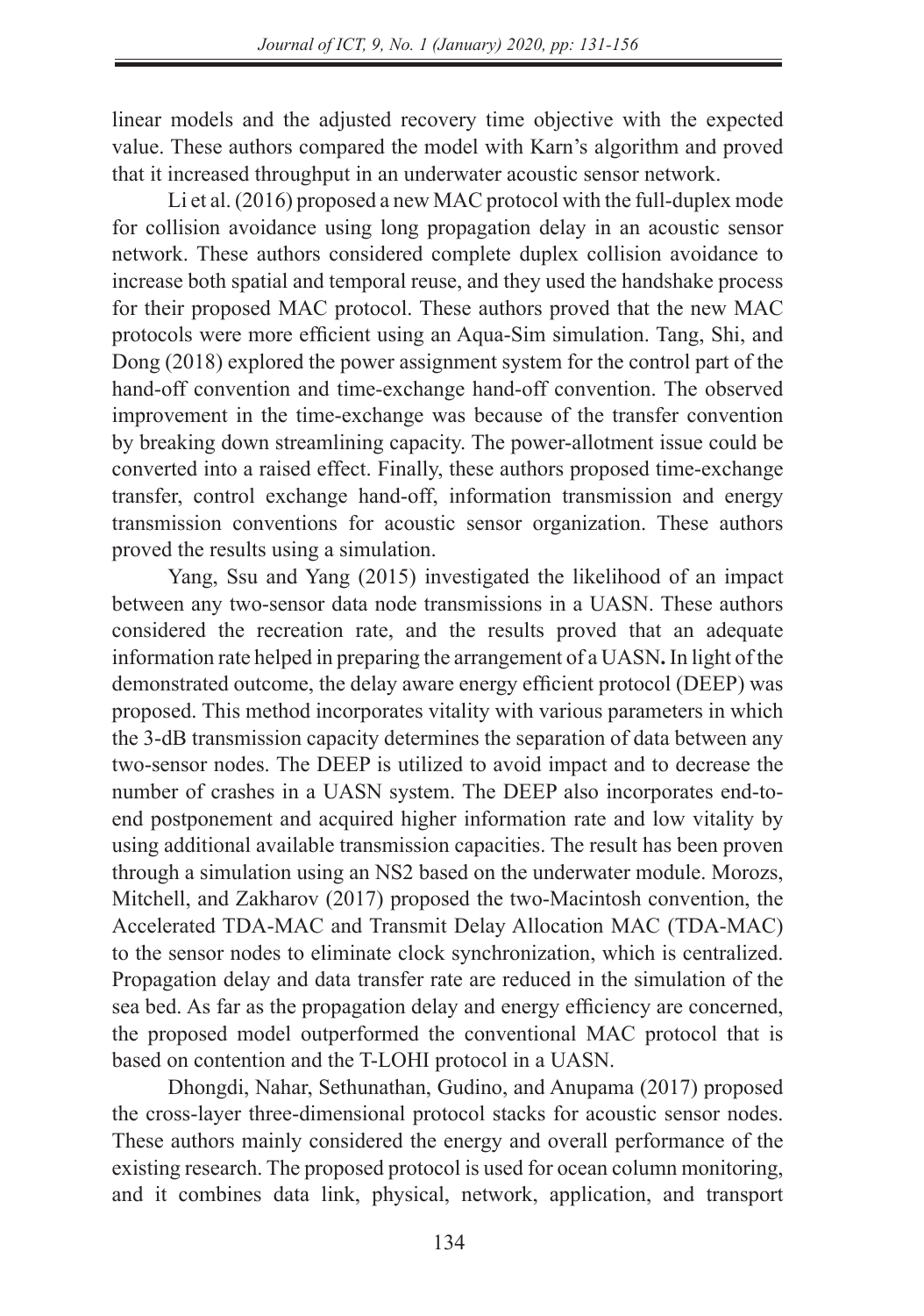linear models and the adjusted recovery time objective with the expected value. These authors compared the model with Karn's algorithm and proved that it increased throughput in an underwater acoustic sensor network.

Li et al. (2016) proposed a new MAC protocol with the full-duplex mode for collision avoidance using long propagation delay in an acoustic sensor network. These authors considered complete duplex collision avoidance to increase both spatial and temporal reuse, and they used the handshake process for their proposed MAC protocol. These authors proved that the new MAC protocols were more efficient using an Aqua-Sim simulation. Tang, Shi, and Dong (2018) explored the power assignment system for the control part of the hand-off convention and time-exchange hand-off convention. The observed improvement in the time-exchange was because of the transfer convention by breaking down streamlining capacity. The power-allotment issue could be converted into a raised effect. Finally, these authors proposed time-exchange transfer, control exchange hand-off, information transmission and energy transmission conventions for acoustic sensor organization. These authors proved the results using a simulation.

Yang, Ssu and Yang (2015) investigated the likelihood of an impact between any two-sensor data node transmissions in a UASN. These authors considered the recreation rate, and the results proved that an adequate information rate helped in preparing the arrangement of a UASN**.** In light of the demonstrated outcome, the delay aware energy efficient protocol (DEEP) was proposed. This method incorporates vitality with various parameters in which the 3-dB transmission capacity determines the separation of data between any two-sensor nodes. The DEEP is utilized to avoid impact and to decrease the number of crashes in a UASN system. The DEEP also incorporates end-to-end postponement and acquired higher information rate and low vitality by using additional available transmission capacities. The result has been proven through a simulation using an NS2 based on the underwater module. Morozs, Mitchell, and Zakharov (2017) proposed the two-Macintosh convention, the Accelerated TDA-MAC and Transmit Delay Allocation MAC (TDA-MAC) to the sensor nodes to eliminate clock synchronization, which is centralized. Propagation delay and data transfer rate are reduced in the simulation of the sea bed. As far as the propagation delay and energy efficiency are concerned, the proposed model outperformed the conventional MAC protocol that is based on contention and the T-LOHI protocol in a UASN.

Dhongdi, Nahar, Sethunathan, Gudino, and Anupama (2017) proposed the cross-layer three-dimensional protocol stacks for acoustic sensor nodes. These authors mainly considered the energy and overall performance of the existing research. The proposed protocol is used for ocean column monitoring, and it combines data link, physical, network, application, and transport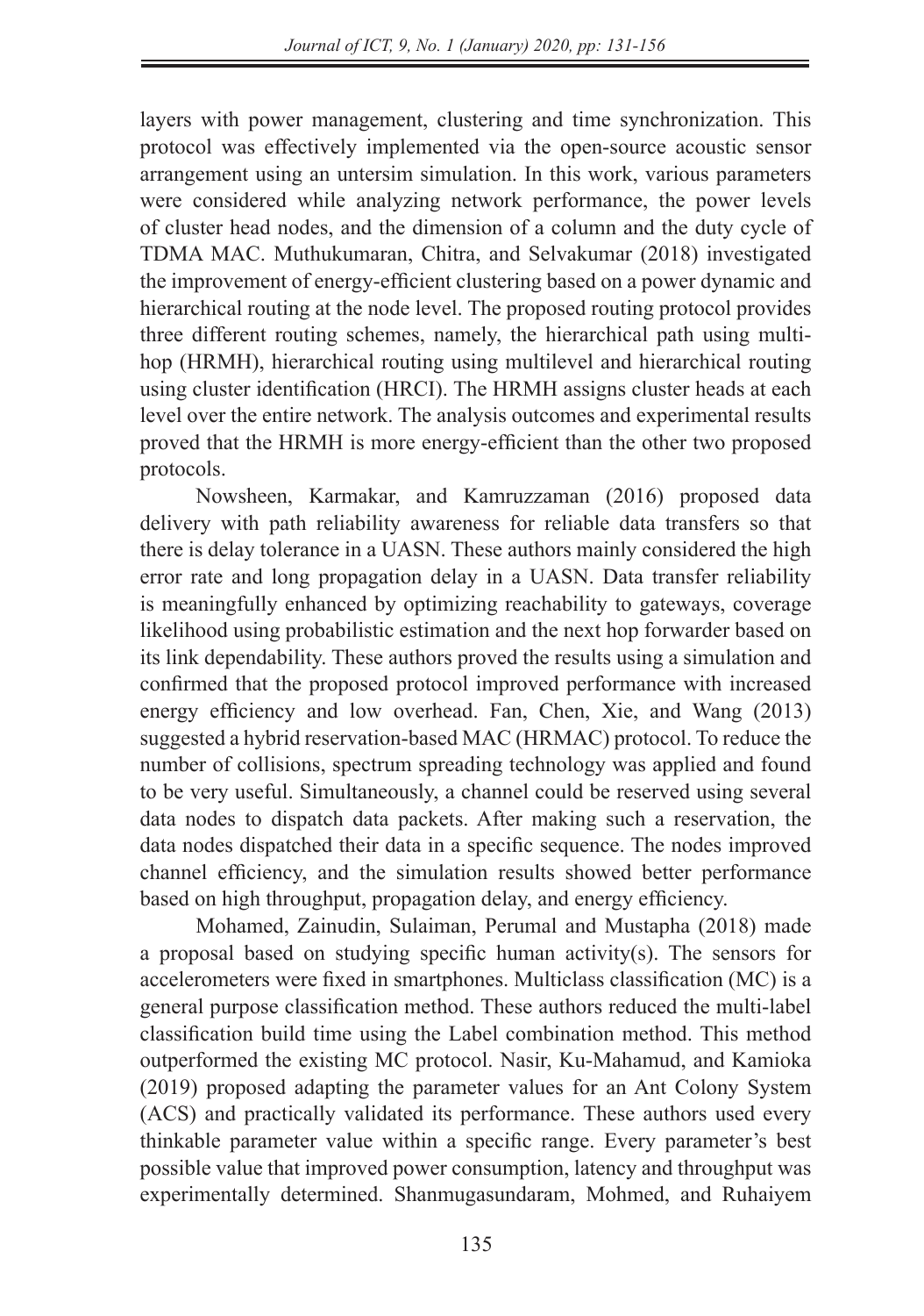layers with power management, clustering and time synchronization. This protocol was effectively implemented via the open-source acoustic sensor arrangement using an untersim simulation. In this work, various parameters were considered while analyzing network performance, the power levels of cluster head nodes, and the dimension of a column and the duty cycle of TDMA MAC. Muthukumaran, Chitra, and Selvakumar (2018) investigated the improvement of energy-efficient clustering based on a power dynamic and hierarchical routing at the node level. The proposed routing protocol provides three different routing schemes, namely, the hierarchical path using multi-hop (HRMH), hierarchical routing using multilevel and hierarchical routing using cluster identification (HRCI). The HRMH assigns cluster heads at each level over the entire network. The analysis outcomes and experimental results proved that the HRMH is more energy-efficient than the other two proposed protocols.

Nowsheen, Karmakar, and Kamruzzaman (2016) proposed data delivery with path reliability awareness for reliable data transfers so that there is delay tolerance in a UASN. These authors mainly considered the high error rate and long propagation delay in a UASN. Data transfer reliability is meaningfully enhanced by optimizing reachability to gateways, coverage likelihood using probabilistic estimation and the next hop forwarder based on its link dependability. These authors proved the results using a simulation and confirmed that the proposed protocol improved performance with increased energy efficiency and low overhead. Fan, Chen, Xie, and Wang (2013) suggested a hybrid reservation-based MAC (HRMAC) protocol. To reduce the number of collisions, spectrum spreading technology was applied and found to be very useful. Simultaneously, a channel could be reserved using several data nodes to dispatch data packets. After making such a reservation, the data nodes dispatched their data in a specific sequence. The nodes improved channel efficiency, and the simulation results showed better performance based on high throughput, propagation delay, and energy efficiency.

Mohamed, Zainudin, Sulaiman, Perumal and Mustapha (2018) made a proposal based on studying specific human activity(s). The sensors for accelerometers were fixed in smartphones. Multiclass classification (MC) is a general purpose classification method. These authors reduced the multi-label classification build time using the Label combination method. This method outperformed the existing MC protocol. Nasir, Ku-Mahamud, and Kamioka (2019) proposed adapting the parameter values for an Ant Colony System (ACS) and practically validated its performance. These authors used every thinkable parameter value within a specific range. Every parameter's best possible value that improved power consumption, latency and throughput was experimentally determined. Shanmugasundaram, Mohmed, and Ruhaiyem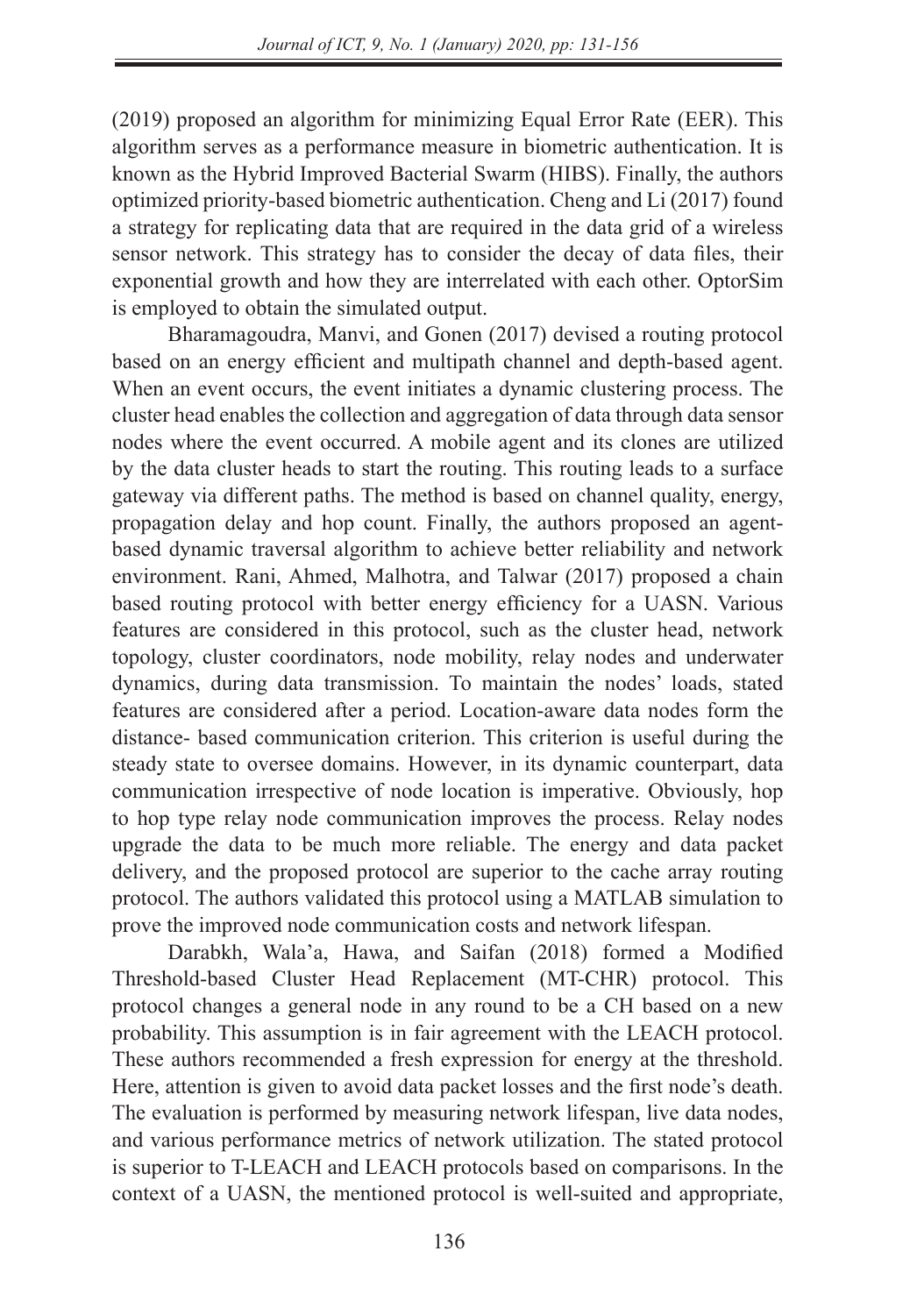(2019) proposed an algorithm for minimizing Equal Error Rate (EER). This algorithm serves as a performance measure in biometric authentication. It is known as the Hybrid Improved Bacterial Swarm (HIBS). Finally, the authors optimized priority-based biometric authentication. Cheng and Li (2017) found a strategy for replicating data that are required in the data grid of a wireless sensor network. This strategy has to consider the decay of data files, their exponential growth and how they are interrelated with each other. OptorSim is employed to obtain the simulated output.

Bharamagoudra, Manvi, and Gonen (2017) devised a routing protocol based on an energy efficient and multipath channel and depth-based agent. When an event occurs, the event initiates a dynamic clustering process. The cluster head enables the collection and aggregation of data through data sensor nodes where the event occurred. A mobile agent and its clones are utilized by the data cluster heads to start the routing. This routing leads to a surface gateway via different paths. The method is based on channel quality, energy, propagation delay and hop count. Finally, the authors proposed an agent-based dynamic traversal algorithm to achieve better reliability and network environment. Rani, Ahmed, Malhotra, and Talwar (2017) proposed a chain based routing protocol with better energy efficiency for a UASN. Various features are considered in this protocol, such as the cluster head, network topology, cluster coordinators, node mobility, relay nodes and underwater dynamics, during data transmission. To maintain the nodes' loads, stated features are considered after a period. Location-aware data nodes form the distance- based communication criterion. This criterion is useful during the steady state to oversee domains. However, in its dynamic counterpart, data communication irrespective of node location is imperative. Obviously, hop to hop type relay node communication improves the process. Relay nodes upgrade the data to be much more reliable. The energy and data packet delivery, and the proposed protocol are superior to the cache array routing protocol. The authors validated this protocol using a MATLAB simulation to prove the improved node communication costs and network lifespan.

Darabkh, Wala'a, Hawa, and Saifan (2018) formed a Modified Threshold-based Cluster Head Replacement (MT-CHR) protocol. This protocol changes a general node in any round to be a CH based on a new probability. This assumption is in fair agreement with the LEACH protocol. These authors recommended a fresh expression for energy at the threshold. Here, attention is given to avoid data packet losses and the first node's death. The evaluation is performed by measuring network lifespan, live data nodes, and various performance metrics of network utilization. The stated protocol is superior to T-LEACH and LEACH protocols based on comparisons. In the context of a UASN, the mentioned protocol is well-suited and appropriate,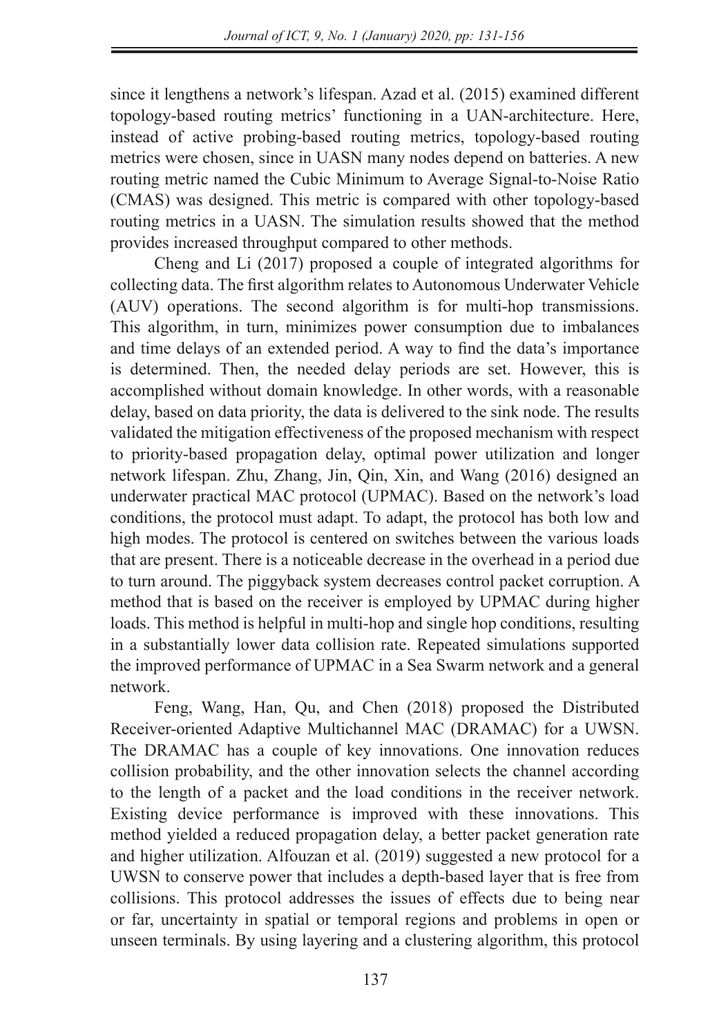since it lengthens a network's lifespan. Azad et al. (2015) examined different topology-based routing metrics' functioning in a UAN-architecture. Here, instead of active probing-based routing metrics, topology-based routing metrics were chosen, since in UASN many nodes depend on batteries. A new routing metric named the Cubic Minimum to Average Signal-to-Noise Ratio (CMAS) was designed. This metric is compared with other topology-based routing metrics in a UASN. The simulation results showed that the method provides increased throughput compared to other methods.

Cheng and Li (2017) proposed a couple of integrated algorithms for collecting data. The first algorithm relates to Autonomous Underwater Vehicle (AUV) operations. The second algorithm is for multi-hop transmissions. This algorithm, in turn, minimizes power consumption due to imbalances and time delays of an extended period. A way to find the data's importance is determined. Then, the needed delay periods are set. However, this is accomplished without domain knowledge. In other words, with a reasonable delay, based on data priority, the data is delivered to the sink node. The results validated the mitigation effectiveness of the proposed mechanism with respect to priority-based propagation delay, optimal power utilization and longer network lifespan. Zhu, Zhang, Jin, Qin, Xin, and Wang (2016) designed an underwater practical MAC protocol (UPMAC). Based on the network's load conditions, the protocol must adapt. To adapt, the protocol has both low and high modes. The protocol is centered on switches between the various loads that are present. There is a noticeable decrease in the overhead in a period due to turn around. The piggyback system decreases control packet corruption. A method that is based on the receiver is employed by UPMAC during higher loads. This method is helpful in multi-hop and single hop conditions, resulting in a substantially lower data collision rate. Repeated simulations supported the improved performance of UPMAC in a Sea Swarm network and a general network.

Feng, Wang, Han, Qu, and Chen (2018) proposed the Distributed Receiver-oriented Adaptive Multichannel MAC (DRAMAC) for a UWSN. The DRAMAC has a couple of key innovations. One innovation reduces collision probability, and the other innovation selects the channel according to the length of a packet and the load conditions in the receiver network. Existing device performance is improved with these innovations. This method yielded a reduced propagation delay, a better packet generation rate and higher utilization. Alfouzan et al. (2019) suggested a new protocol for a UWSN to conserve power that includes a depth-based layer that is free from collisions. This protocol addresses the issues of effects due to being near or far, uncertainty in spatial or temporal regions and problems in open or unseen terminals. By using layering and a clustering algorithm, this protocol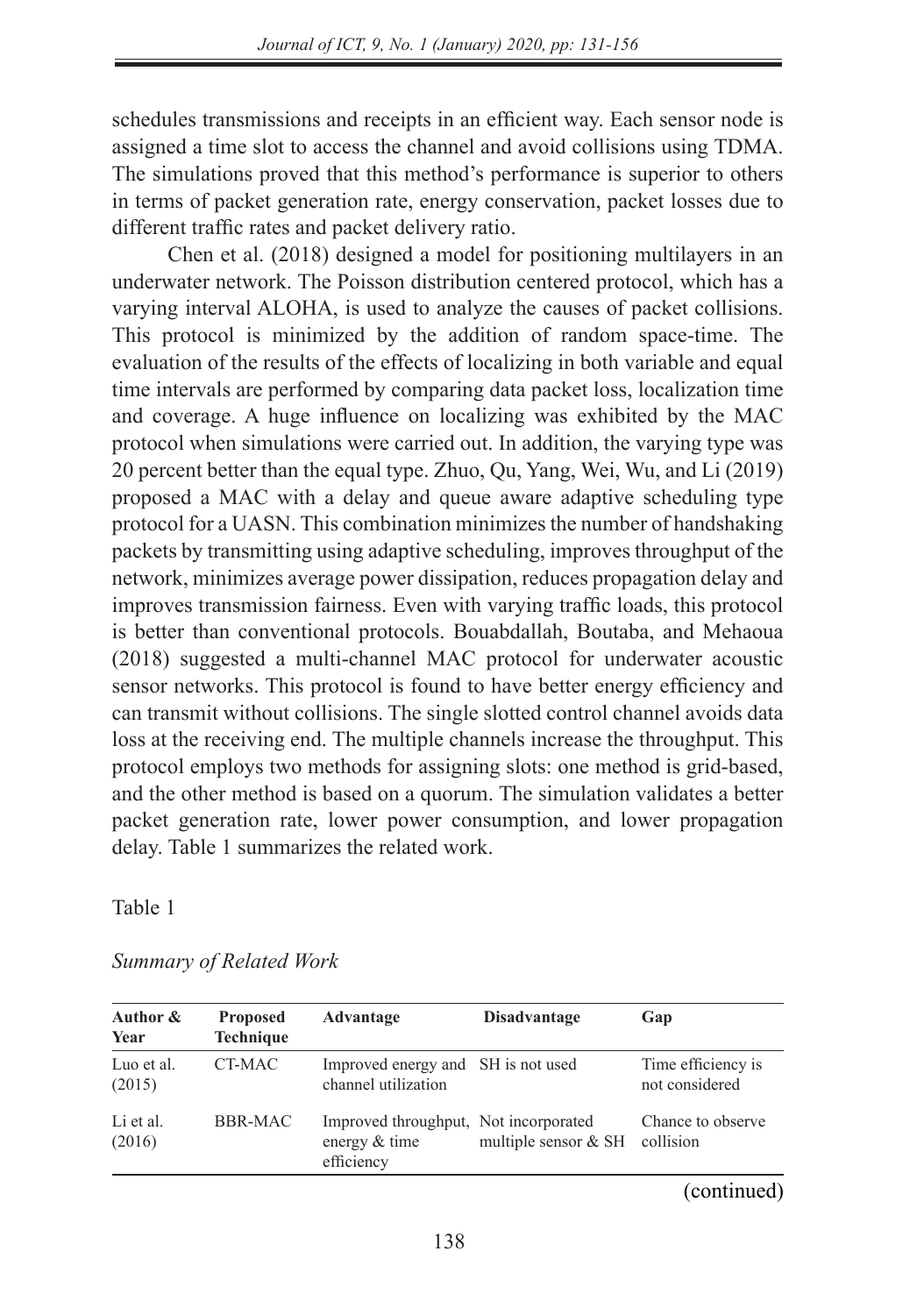schedules transmissions and receipts in an efficient way. Each sensor node is assigned a time slot to access the channel and avoid collisions using TDMA. The simulations proved that this method's performance is superior to others in terms of packet generation rate, energy conservation, packet losses due to different traffic rates and packet delivery ratio.

Chen et al. (2018) designed a model for positioning multilayers in an underwater network. The Poisson distribution centered protocol, which has a varying interval ALOHA, is used to analyze the causes of packet collisions. This protocol is minimized by the addition of random space-time. The evaluation of the results of the effects of localizing in both variable and equal time intervals are performed by comparing data packet loss, localization time and coverage. A huge influence on localizing was exhibited by the MAC protocol when simulations were carried out. In addition, the varying type was 20 percent better than the equal type. Zhuo, Qu, Yang, Wei, Wu, and Li (2019) proposed a MAC with a delay and queue aware adaptive scheduling type protocol for a UASN. This combination minimizes the number of handshaking packets by transmitting using adaptive scheduling, improves throughput of the network, minimizes average power dissipation, reduces propagation delay and improves transmission fairness. Even with varying traffic loads, this protocol is better than conventional protocols. Bouabdallah, Boutaba, and Mehaoua (2018) suggested a multi-channel MAC protocol for underwater acoustic sensor networks. This protocol is found to have better energy efficiency and can transmit without collisions. The single slotted control channel avoids data loss at the receiving end. The multiple channels increase the throughput. This protocol employs two methods for assigning slots: one method is grid-based, and the other method is based on a quorum. The simulation validates a better packet generation rate, lower power consumption, and lower propagation delay. Table 1 summarizes the related work.

Table 1

*Summary of Related Work*

| Author & Year | Proposed Technique | Advantage | Disadvantage | Gap |
|---|---|---|---|---|
| Luo et al. (2015) | CT-MAC | Improved energy and channel utilization | SH is not used | Time efficiency is not considered |
| Li et al. (2016) | BBR-MAC | Improved throughput, energy & time efficiency | Not incorporated multiple sensor & SH | Chance to observe collision |

(continued)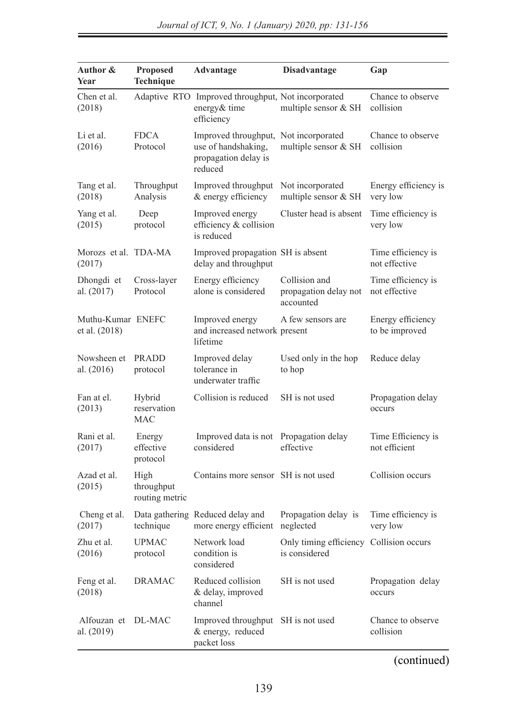| Author & Year | Proposed Technique | Advantage | Disadvantage | Gap |
|---|---|---|---|---|
| Chen et al. (2018) | Adaptive RTO | Improved throughput, energy& time efficiency | Not incorporated multiple sensor & SH | Chance to observe collision |
| Li et al. (2016) | FDCA Protocol | Improved throughput, use of handshaking, propagation delay is reduced | Not incorporated multiple sensor & SH | Chance to observe collision |
| Tang et al. (2018) | Throughput Analysis | Improved throughput & energy efficiency | Not incorporated multiple sensor & SH | Energy efficiency is very low |
| Yang et al. (2015) | Deep protocol | Improved energy efficiency & collision is reduced | Cluster head is absent | Time efficiency is very low |
| Morozs et al. (2017) | TDA-MA | Improved propagation delay and throughput | SH is absent | Time efficiency is not effective |
| Dhongdi et al. (2017) | Cross-layer Protocol | Energy efficiency alone is considered | Collision and propagation delay not accounted | Time efficiency is not effective |
| Muthu-Kumar et al. (2018) | ENEFC | Improved energy and increased network lifetime | A few sensors are present | Energy efficiency to be improved |
| Nowsheen et al. (2016) | PRADD protocol | Improved delay tolerance in underwater traffic | Used only in the hop to hop | Reduce delay |
| Fan at el. (2013) | Hybrid reservation MAC | Collision is reduced | SH is not used | Propagation delay occurs |
| Rani et al. (2017) | Energy effective protocol | Improved data is not considered | Propagation delay effective | Time Efficiency is not efficient |
| Azad et al. (2015) | High throughput routing metric | Contains more sensor | SH is not used | Collision occurs |
| Cheng et al. (2017) | Data gathering technique | Reduced delay and more energy efficient | Propagation delay is neglected | Time efficiency is very low |
| Zhu et al. (2016) | UPMAC protocol | Network load condition is considered | Only timing efficiency is considered | Collision occurs |
| Feng et al. (2018) | DRAMAC | Reduced collision & delay, improved channel | SH is not used | Propagation delay occurs |
| Alfouzan et al. (2019) | DL-MAC | Improved throughput & energy, reduced packet loss | SH is not used | Chance to observe collision |

(continued)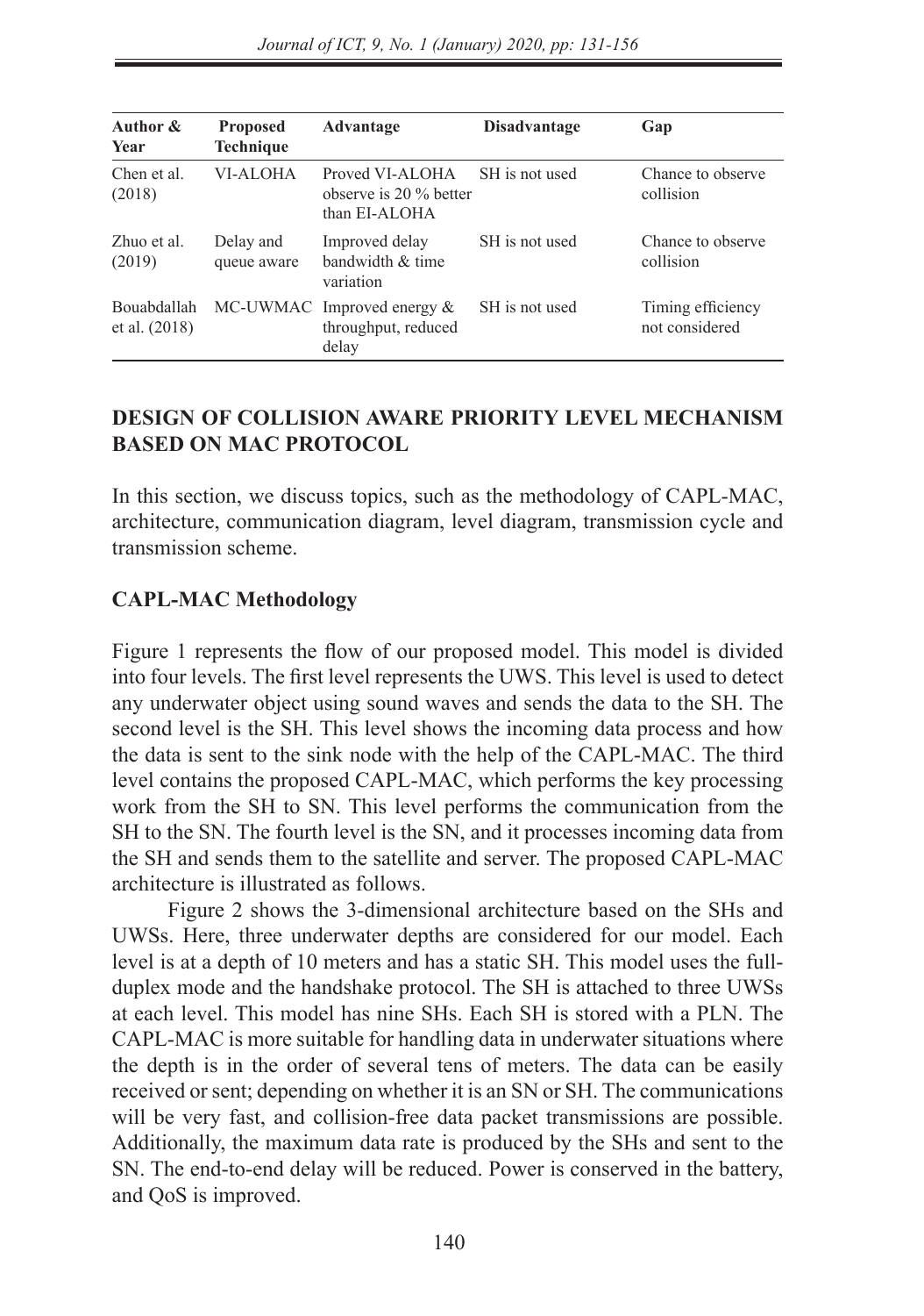| Author & Year | Proposed Technique | Advantage | Disadvantage | Gap |
|---|---|---|---|---|
| Chen et al. (2018) | VI-ALOHA | Proved VI-ALOHA observe is 20 % better than EI-ALOHA | SH is not used | Chance to observe collision |
| Zhuo et al. (2019) | Delay and queue aware | Improved delay bandwidth & time variation | SH is not used | Chance to observe collision |
| Bouabdallah et al. (2018) | MC-UWMAC | Improved energy & throughput, reduced delay | SH is not used | Timing efficiency not considered |

## DESIGN OF COLLISION AWARE PRIORITY LEVEL MECHANISM BASED ON MAC PROTOCOL

In this section, we discuss topics, such as the methodology of CAPL-MAC, architecture, communication diagram, level diagram, transmission cycle and transmission scheme.

### CAPL-MAC Methodology

Figure 1 represents the flow of our proposed model. This model is divided into four levels. The first level represents the UWS. This level is used to detect any underwater object using sound waves and sends the data to the SH. The second level is the SH. This level shows the incoming data process and how the data is sent to the sink node with the help of the CAPL-MAC. The third level contains the proposed CAPL-MAC, which performs the key processing work from the SH to SN. This level performs the communication from the SH to the SN. The fourth level is the SN, and it processes incoming data from the SH and sends them to the satellite and server. The proposed CAPL-MAC architecture is illustrated as follows.

Figure 2 shows the 3-dimensional architecture based on the SHs and UWSs. Here, three underwater depths are considered for our model. Each level is at a depth of 10 meters and has a static SH. This model uses the full-duplex mode and the handshake protocol. The SH is attached to three UWSs at each level. This model has nine SHs. Each SH is stored with a PLN. The CAPL-MAC is more suitable for handling data in underwater situations where the depth is in the order of several tens of meters. The data can be easily received or sent; depending on whether it is an SN or SH. The communications will be very fast, and collision-free data packet transmissions are possible. Additionally, the maximum data rate is produced by the SHs and sent to the SN. The end-to-end delay will be reduced. Power is conserved in the battery, and QoS is improved.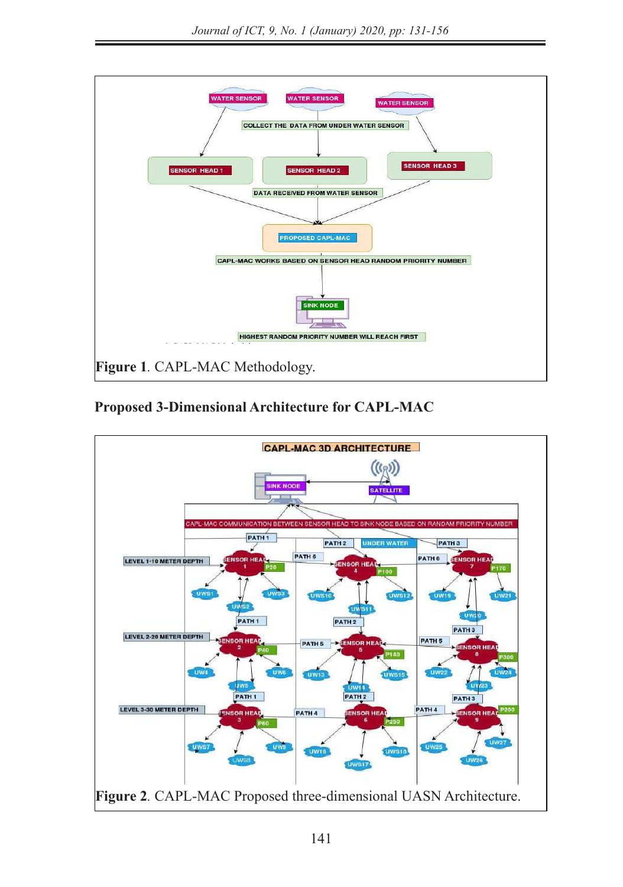Figure 1. CAPL-MAC Methodology.

## Proposed 3-Dimensional Architecture for CAPL-MAC

Figure 2. CAPL-MAC Proposed three-dimensional UASN Architecture.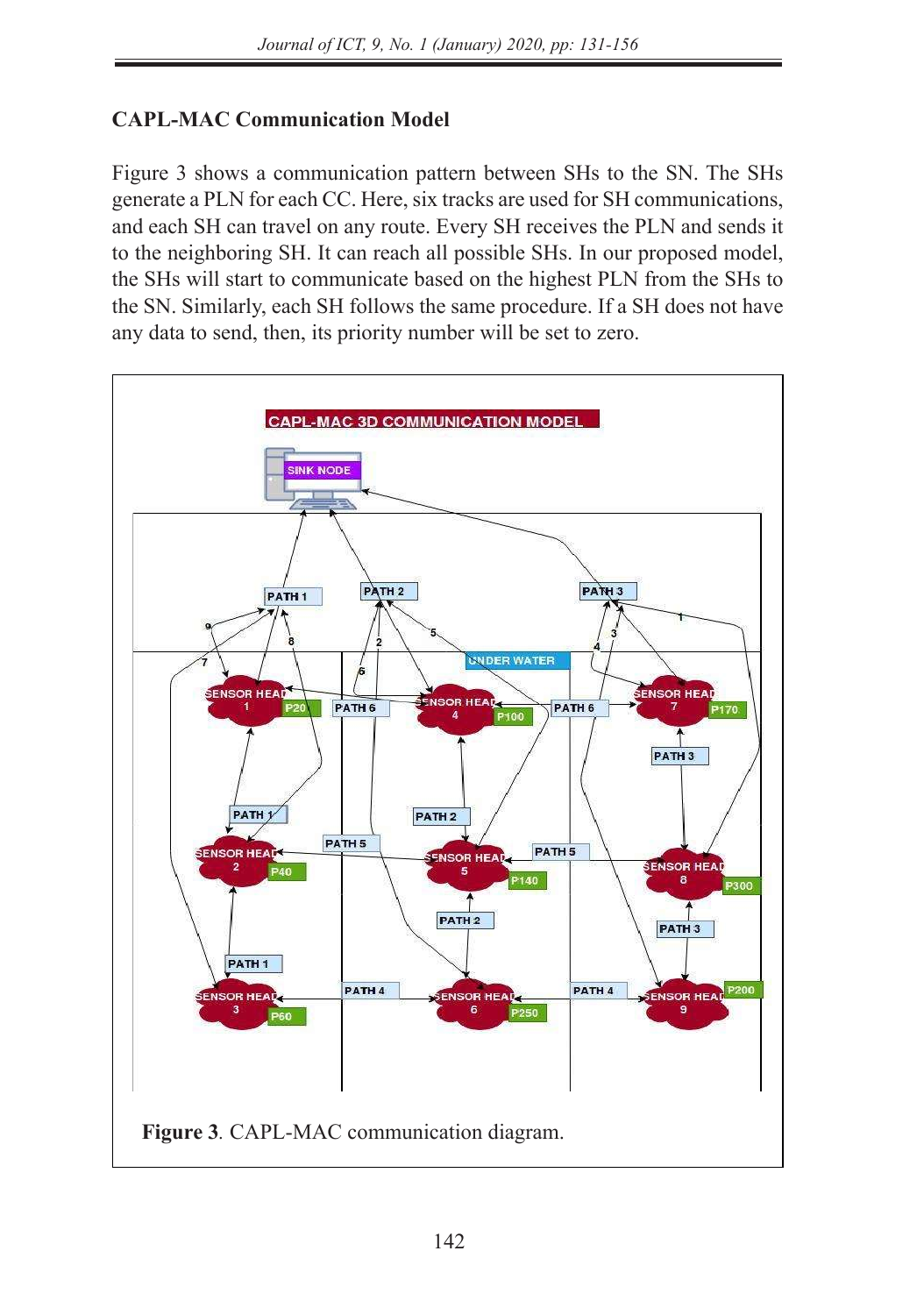## CAPL-MAC Communication Model

Figure 3 shows a communication pattern between SHs to the SN. The SHs generate a PLN for each CC. Here, six tracks are used for SH communications, and each SH can travel on any route. Every SH receives the PLN and sends it to the neighboring SH. It can reach all possible SHs. In our proposed model, the SHs will start to communicate based on the highest PLN from the SHs to the SN. Similarly, each SH follows the same procedure. If a SH does not have any data to send, then, its priority number will be set to zero.

**Figure 3**. CAPL-MAC communication diagram.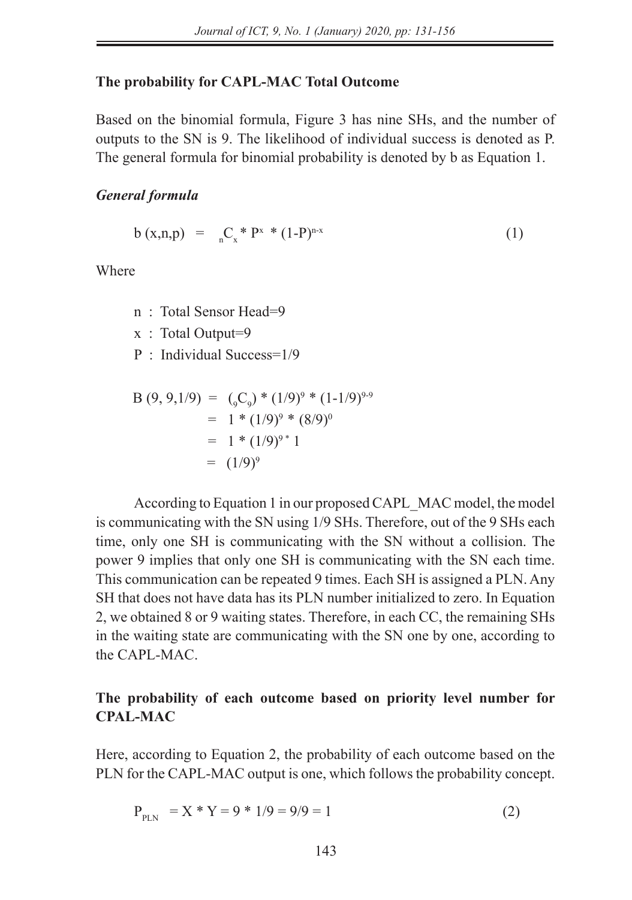### The probability for CAPL-MAC Total Outcome

Based on the binomial formula, Figure 3 has nine SHs, and the number of outputs to the SN is 9. The likelihood of individual success is denoted as P. The general formula for binomial probability is denoted by b as Equation 1.

#### *General formula*

$$b\,(x,n,p) \;=\; {}_{n}C_{x} * P^{x} * (1\text{-}P)^{n\text{-}x} \tag{1}$$

Where

n : Total Sensor Head=9

x : Total Output=9

P : Individual Success=1/9

$$\begin{aligned} B\,(9, 9,1/9) &= ({}_{9}C_{9}) * (1/9)^{9} * (1\text{-}1/9)^{9\text{-}9} \\ &= 1 * (1/9)^{9} * (8/9)^{0} \\ &= 1 * (1/9)^{9} * 1 \\ &= (1/9)^{9} \end{aligned}$$

According to Equation 1 in our proposed CAPL_MAC model, the model is communicating with the SN using 1/9 SHs. Therefore, out of the 9 SHs each time, only one SH is communicating with the SN without a collision. The power 9 implies that only one SH is communicating with the SN each time. This communication can be repeated 9 times. Each SH is assigned a PLN. Any SH that does not have data has its PLN number initialized to zero. In Equation 2, we obtained 8 or 9 waiting states. Therefore, in each CC, the remaining SHs in the waiting state are communicating with the SN one by one, according to the CAPL-MAC.

### The probability of each outcome based on priority level number for CPAL-MAC

Here, according to Equation 2, the probability of each outcome based on the PLN for the CAPL-MAC output is one, which follows the probability concept.

$$P_{PLN} = X * Y = 9 * 1/9 = 9/9 = 1 \tag{2}$$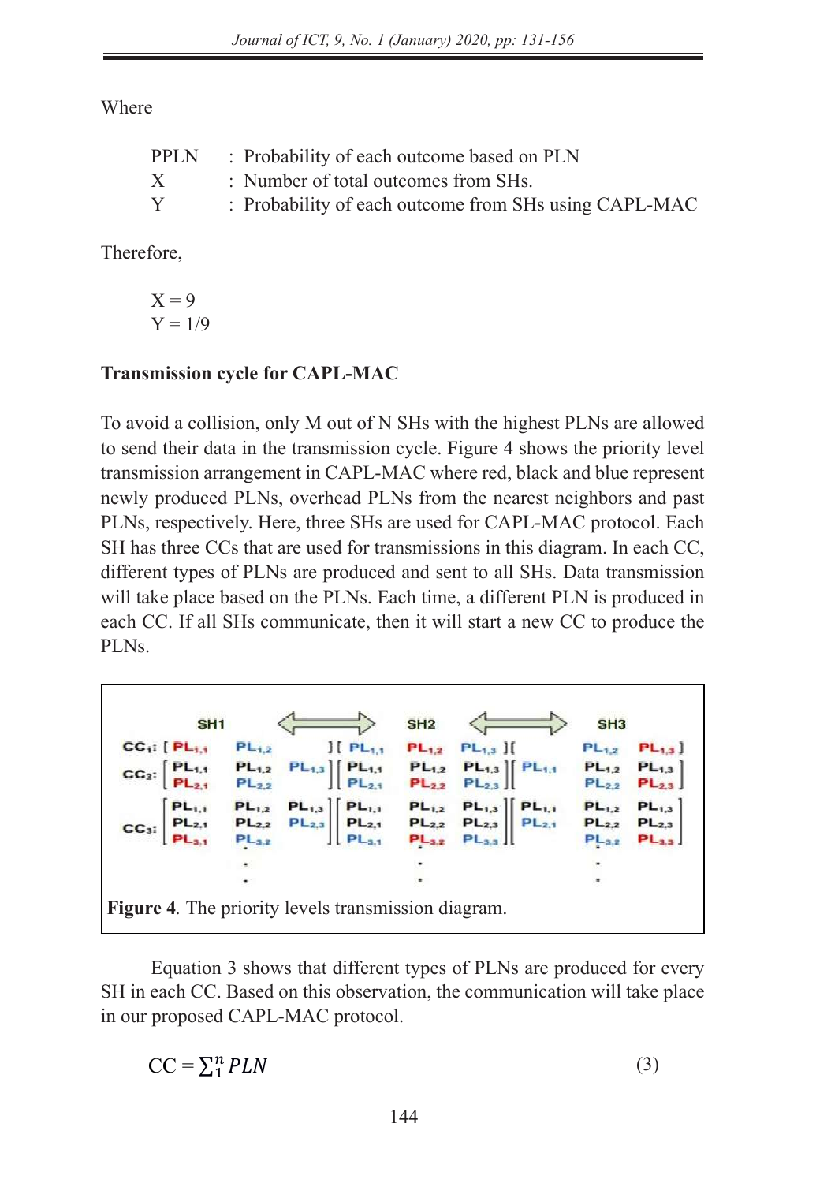Where

| | | |
|---|---|---|
| PPLN | : | Probability of each outcome based on PLN |
| X | : | Number of total outcomes from SHs. |
| Y | : | Probability of each outcome from SHs using CAPL-MAC |

Therefore,

$$X = 9$$
$$Y = 1/9$$

**Transmission cycle for CAPL-MAC**

To avoid a collision, only M out of N SHs with the highest PLNs are allowed to send their data in the transmission cycle. Figure 4 shows the priority level transmission arrangement in CAPL-MAC where red, black and blue represent newly produced PLNs, overhead PLNs from the nearest neighbors and past PLNs, respectively. Here, three SHs are used for CAPL-MAC protocol. Each SH has three CCs that are used for transmissions in this diagram. In each CC, different types of PLNs are produced and sent to all SHs. Data transmission will take place based on the PLNs. Each time, a different PLN is produced in each CC. If all SHs communicate, then it will start a new CC to produce the PLNs.

**Figure 4**. The priority levels transmission diagram.

Equation 3 shows that different types of PLNs are produced for every SH in each CC. Based on this observation, the communication will take place in our proposed CAPL-MAC protocol.

$$CC = \sum_{1}^{n} PLN \tag{3}$$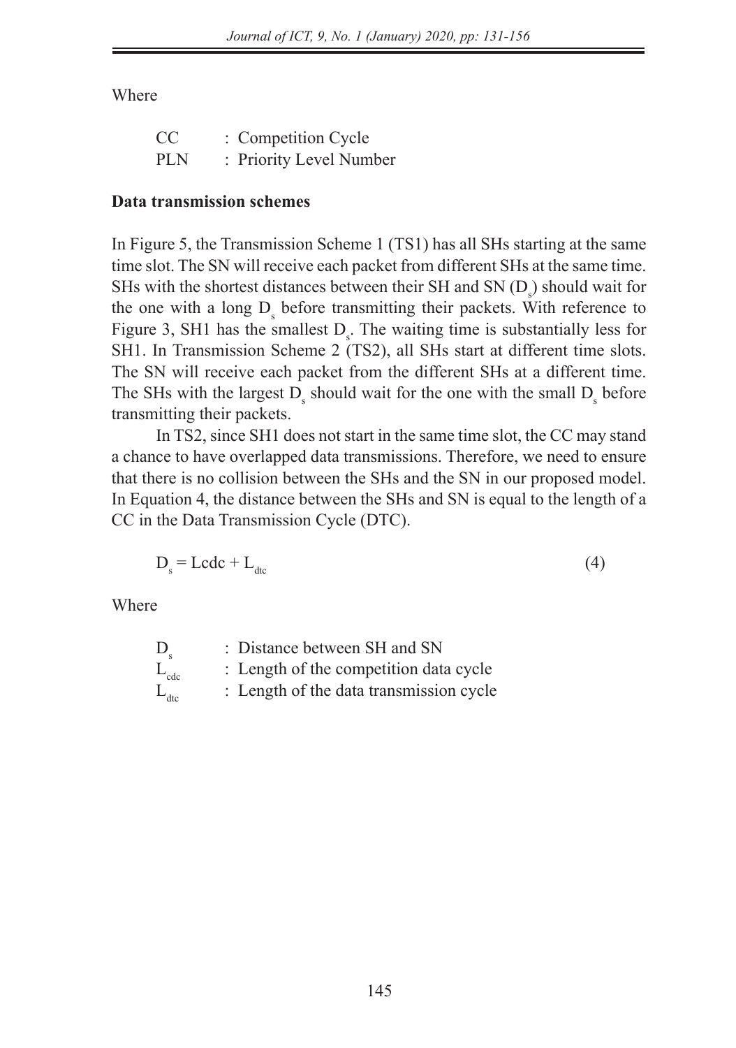Where

| | |
|---|---|
| CC | : Competition Cycle |
| PLN | : Priority Level Number |

**Data transmission schemes**

In Figure 5, the Transmission Scheme 1 (TS1) has all SHs starting at the same time slot. The SN will receive each packet from different SHs at the same time. SHs with the shortest distances between their SH and SN ($D_s$) should wait for the one with a long $D_s$ before transmitting their packets. With reference to Figure 3, SH1 has the smallest $D_s$. The waiting time is substantially less for SH1. In Transmission Scheme 2 (TS2), all SHs start at different time slots. The SN will receive each packet from the different SHs at a different time. The SHs with the largest $D_s$ should wait for the one with the small $D_s$ before transmitting their packets.

In TS2, since SH1 does not start in the same time slot, the CC may stand a chance to have overlapped data transmissions. Therefore, we need to ensure that there is no collision between the SHs and the SN in our proposed model. In Equation 4, the distance between the SHs and SN is equal to the length of a CC in the Data Transmission Cycle (DTC).

$$D_s = \text{Lcdc} + L_{dtc} \tag{4}$$

Where

| | |
|---|---|
| $D_s$ | : Distance between SH and SN |
| $L_{cdc}$ | : Length of the competition data cycle |
| $L_{dtc}$ | : Length of the data transmission cycle |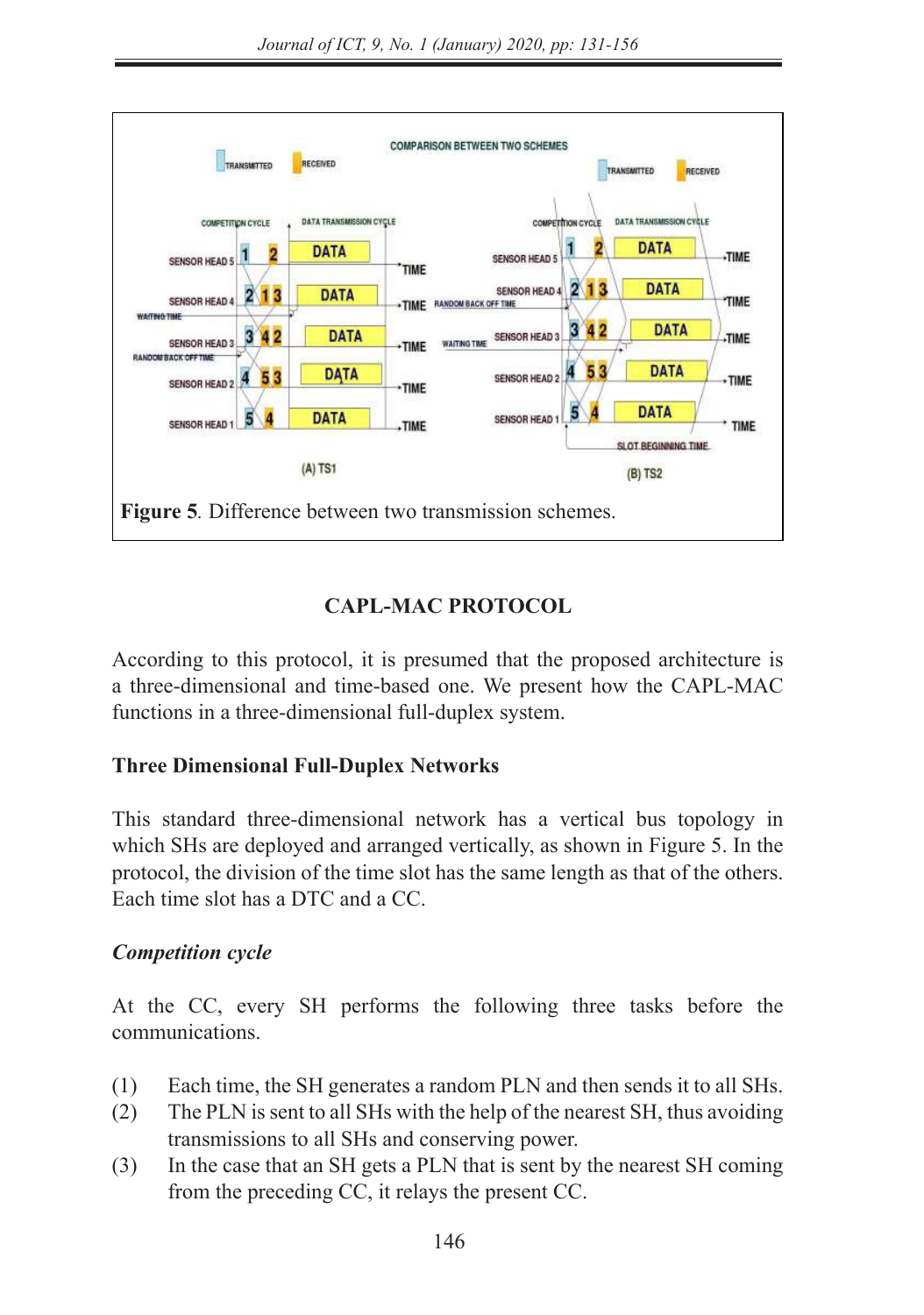**Figure 5**. Difference between two transmission schemes.

## CAPL-MAC PROTOCOL

According to this protocol, it is presumed that the proposed architecture is a three-dimensional and time-based one. We present how the CAPL-MAC functions in a three-dimensional full-duplex system.

### Three Dimensional Full-Duplex Networks

This standard three-dimensional network has a vertical bus topology in which SHs are deployed and arranged vertically, as shown in Figure 5. In the protocol, the division of the time slot has the same length as that of the others. Each time slot has a DTC and a CC.

#### *Competition cycle*

At the CC, every SH performs the following three tasks before the communications.

(1) Each time, the SH generates a random PLN and then sends it to all SHs.
(2) The PLN is sent to all SHs with the help of the nearest SH, thus avoiding transmissions to all SHs and conserving power.
(3) In the case that an SH gets a PLN that is sent by the nearest SH coming from the preceding CC, it relays the present CC.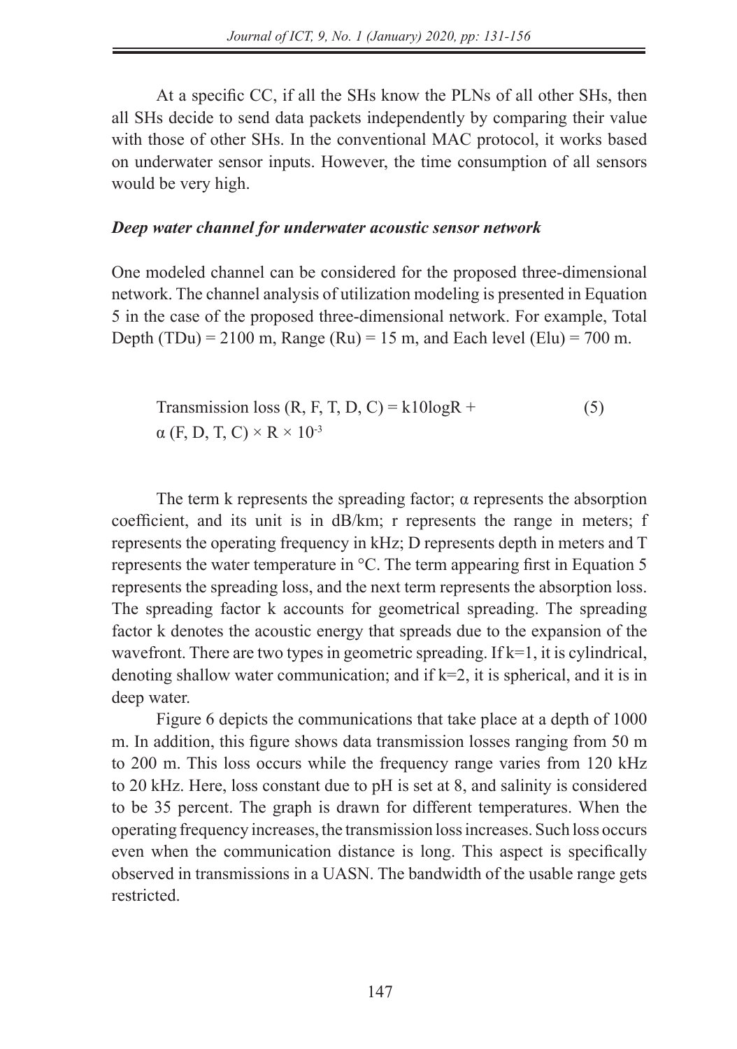At a specific CC, if all the SHs know the PLNs of all other SHs, then all SHs decide to send data packets independently by comparing their value with those of other SHs. In the conventional MAC protocol, it works based on underwater sensor inputs. However, the time consumption of all sensors would be very high.

### *Deep water channel for underwater acoustic sensor network*

One modeled channel can be considered for the proposed three-dimensional network. The channel analysis of utilization modeling is presented in Equation 5 in the case of the proposed three-dimensional network. For example, Total Depth (TDu) = 2100 m, Range (Ru) = 15 m, and Each level (Elu) = 700 m.

$$\text{Transmission loss } (R, F, T, D, C) = k10\log R + \alpha (F, D, T, C) \times R \times 10^{-3} \tag{5}$$

The term k represents the spreading factor; α represents the absorption coefficient, and its unit is in dB/km; r represents the range in meters; f represents the operating frequency in kHz; D represents depth in meters and T represents the water temperature in °C. The term appearing first in Equation 5 represents the spreading loss, and the next term represents the absorption loss. The spreading factor k accounts for geometrical spreading. The spreading factor k denotes the acoustic energy that spreads due to the expansion of the wavefront. There are two types in geometric spreading. If k=1, it is cylindrical, denoting shallow water communication; and if k=2, it is spherical, and it is in deep water.

Figure 6 depicts the communications that take place at a depth of 1000 m. In addition, this figure shows data transmission losses ranging from 50 m to 200 m. This loss occurs while the frequency range varies from 120 kHz to 20 kHz. Here, loss constant due to pH is set at 8, and salinity is considered to be 35 percent. The graph is drawn for different temperatures. When the operating frequency increases, the transmission loss increases. Such loss occurs even when the communication distance is long. This aspect is specifically observed in transmissions in a UASN. The bandwidth of the usable range gets restricted.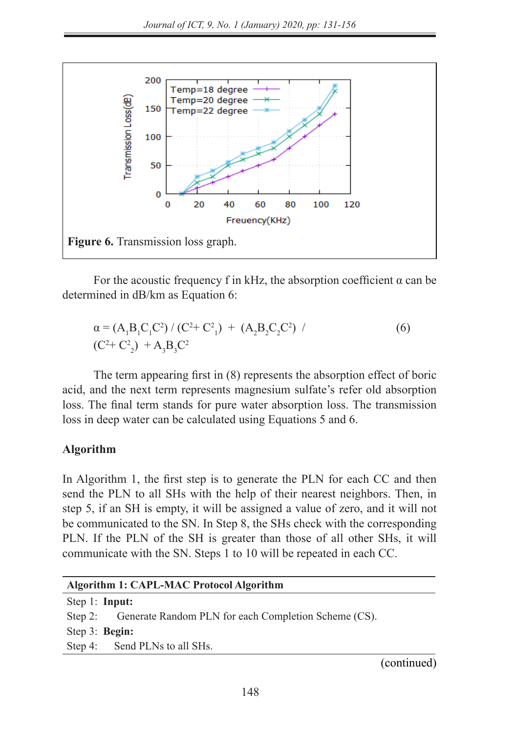Figure 6. Transmission loss graph.

For the acoustic frequency f in kHz, the absorption coefficient α can be determined in dB/km as Equation 6:

$$\alpha = (A_1B_1C_1C^2) / (C^2 + C_1^2) + (A_2B_2C_2C^2) / (C^2 + C_2^2) + A_3B_3C^2 \tag{6}$$

The term appearing first in (8) represents the absorption effect of boric acid, and the next term represents magnesium sulfate's refer old absorption loss. The final term stands for pure water absorption loss. The transmission loss in deep water can be calculated using Equations 5 and 6.

**Algorithm**

In Algorithm 1, the first step is to generate the PLN for each CC and then send the PLN to all SHs with the help of their nearest neighbors. Then, in step 5, if an SH is empty, it will be assigned a value of zero, and it will not be communicated to the SN. In Step 8, the SHs check with the corresponding PLN. If the PLN of the SH is greater than those of all other SHs, it will communicate with the SN. Steps 1 to 10 will be repeated in each CC.

| **Algorithm 1: CAPL-MAC Protocol Algorithm** |
|---|
| Step 1: **Input:** |
| Step 2: Generate Random PLN for each Completion Scheme (CS). |
| Step 3: **Begin:** |
| Step 4: Send PLNs to all SHs. |

(continued)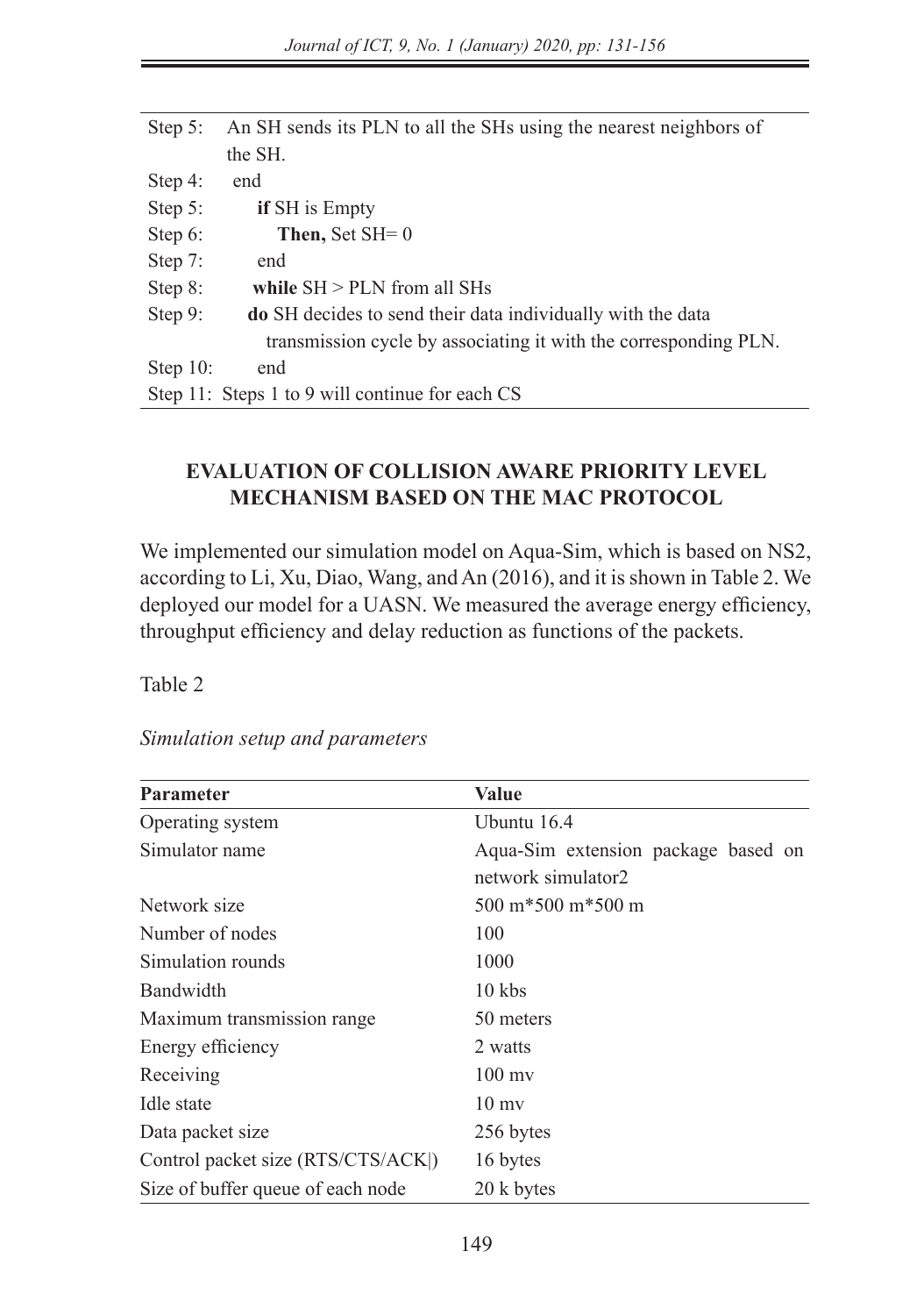| | |
|---|---|
| Step 5: | An SH sends its PLN to all the SHs using the nearest neighbors of the SH. |
| Step 4: | end |
| Step 5: | **if** SH is Empty |
| Step 6: | **Then,** Set SH= 0 |
| Step 7: | end |
| Step 8: | **while** SH > PLN from all SHs |
| Step 9: | **do** SH decides to send their data individually with the data transmission cycle by associating it with the corresponding PLN. |
| Step 10: | end |
| Step 11: | Steps 1 to 9 will continue for each CS |

## EVALUATION OF COLLISION AWARE PRIORITY LEVEL MECHANISM BASED ON THE MAC PROTOCOL

We implemented our simulation model on Aqua-Sim, which is based on NS2, according to Li, Xu, Diao, Wang, and An (2016), and it is shown in Table 2. We deployed our model for a UASN. We measured the average energy efficiency, throughput efficiency and delay reduction as functions of the packets.

Table 2

*Simulation setup and parameters*

| Parameter | Value |
|---|---|
| Operating system | Ubuntu 16.4 |
| Simulator name | Aqua-Sim extension package based on network simulator2 |
| Network size | 500 m*500 m*500 m |
| Number of nodes | 100 |
| Simulation rounds | 1000 |
| Bandwidth | 10 kbs |
| Maximum transmission range | 50 meters |
| Energy efficiency | 2 watts |
| Receiving | 100 mv |
| Idle state | 10 mv |
| Data packet size | 256 bytes |
| Control packet size (RTS/CTS/ACK\|) | 16 bytes |
| Size of buffer queue of each node | 20 k bytes |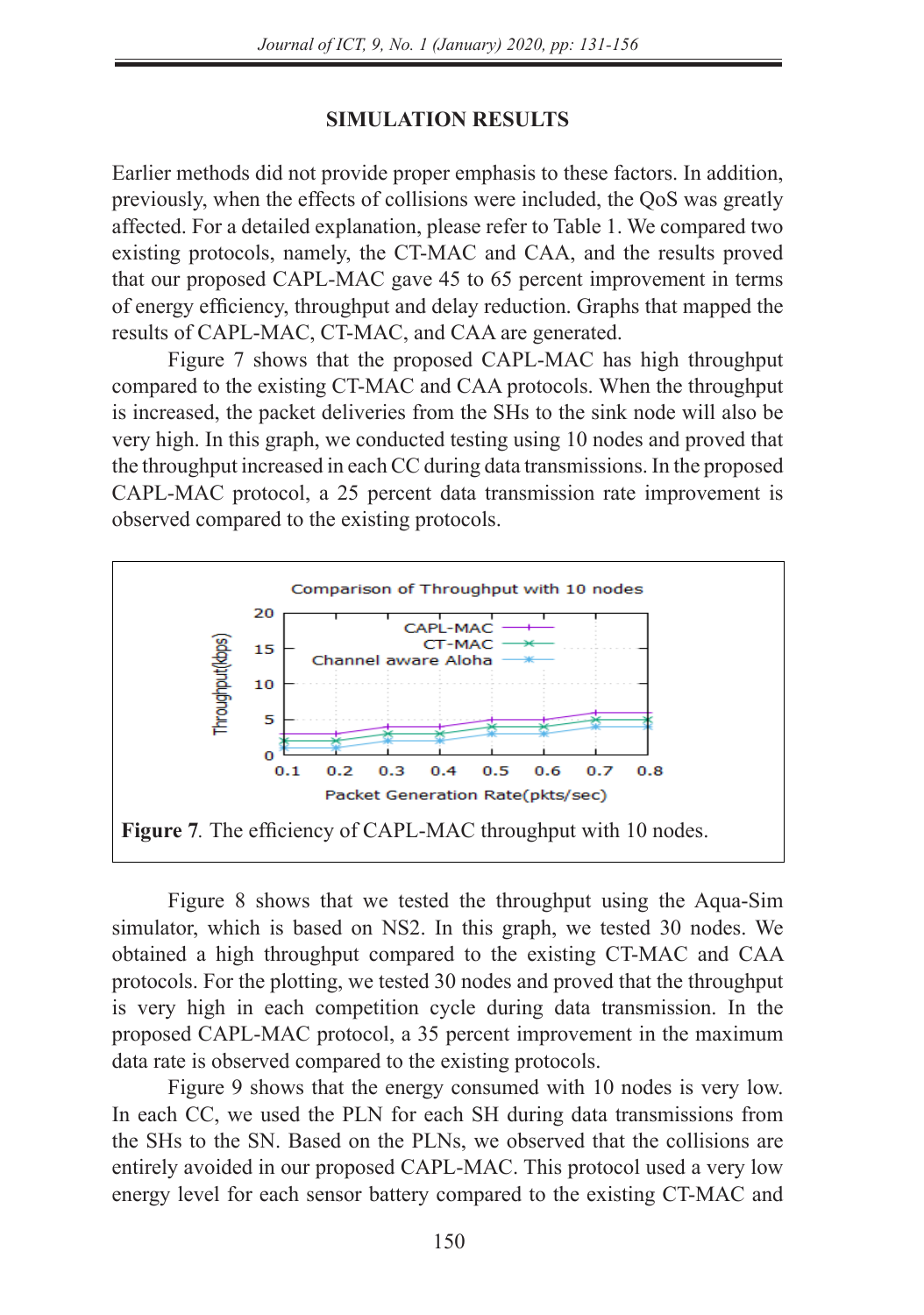## SIMULATION RESULTS

Earlier methods did not provide proper emphasis to these factors. In addition, previously, when the effects of collisions were included, the QoS was greatly affected. For a detailed explanation, please refer to Table 1. We compared two existing protocols, namely, the CT-MAC and CAA, and the results proved that our proposed CAPL-MAC gave 45 to 65 percent improvement in terms of energy efficiency, throughput and delay reduction. Graphs that mapped the results of CAPL-MAC, CT-MAC, and CAA are generated.

Figure 7 shows that the proposed CAPL-MAC has high throughput compared to the existing CT-MAC and CAA protocols. When the throughput is increased, the packet deliveries from the SHs to the sink node will also be very high. In this graph, we conducted testing using 10 nodes and proved that the throughput increased in each CC during data transmissions. In the proposed CAPL-MAC protocol, a 25 percent data transmission rate improvement is observed compared to the existing protocols.

**Figure 7**. The efficiency of CAPL-MAC throughput with 10 nodes.

Figure 8 shows that we tested the throughput using the Aqua-Sim simulator, which is based on NS2. In this graph, we tested 30 nodes. We obtained a high throughput compared to the existing CT-MAC and CAA protocols. For the plotting, we tested 30 nodes and proved that the throughput is very high in each competition cycle during data transmission. In the proposed CAPL-MAC protocol, a 35 percent improvement in the maximum data rate is observed compared to the existing protocols.

Figure 9 shows that the energy consumed with 10 nodes is very low. In each CC, we used the PLN for each SH during data transmissions from the SHs to the SN. Based on the PLNs, we observed that the collisions are entirely avoided in our proposed CAPL-MAC. This protocol used a very low energy level for each sensor battery compared to the existing CT-MAC and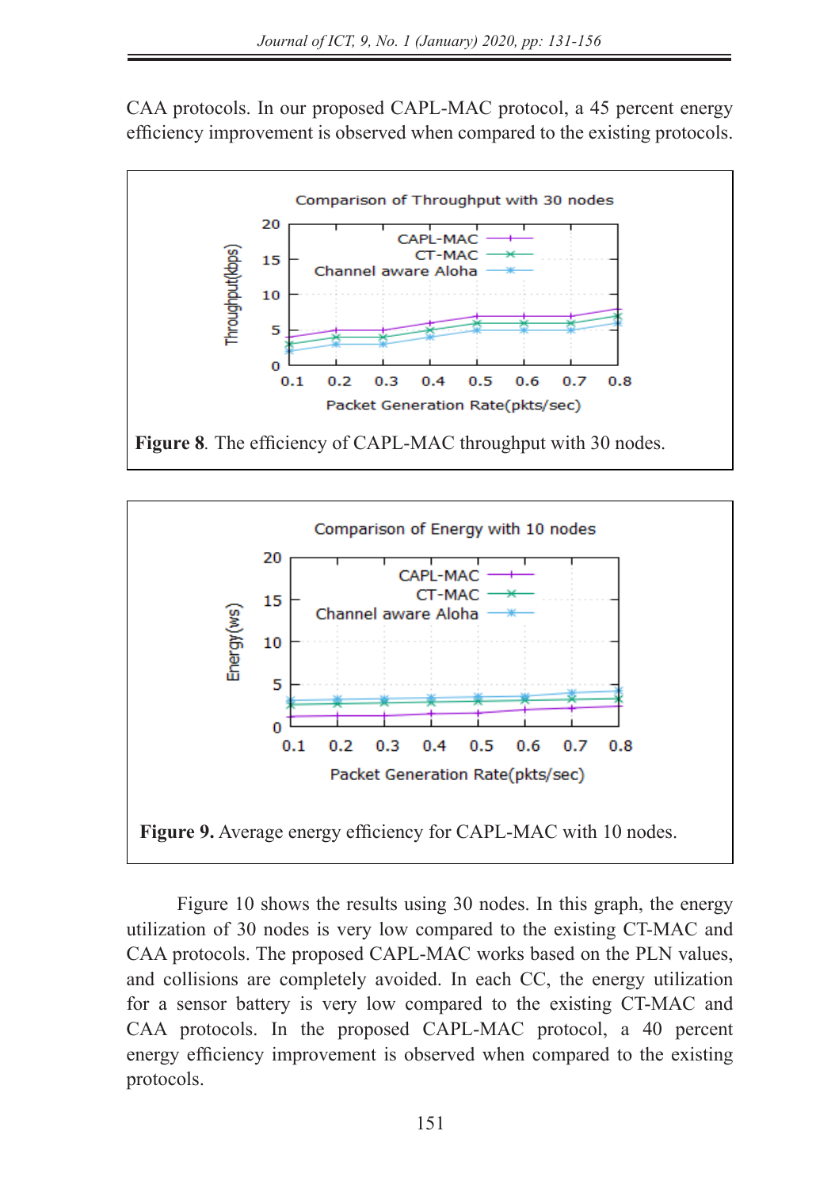CAA protocols. In our proposed CAPL-MAC protocol, a 45 percent energy efficiency improvement is observed when compared to the existing protocols.

**Figure 8**. The efficiency of CAPL-MAC throughput with 30 nodes.

**Figure 9.** Average energy efficiency for CAPL-MAC with 10 nodes.

Figure 10 shows the results using 30 nodes. In this graph, the energy utilization of 30 nodes is very low compared to the existing CT-MAC and CAA protocols. The proposed CAPL-MAC works based on the PLN values, and collisions are completely avoided. In each CC, the energy utilization for a sensor battery is very low compared to the existing CT-MAC and CAA protocols. In the proposed CAPL-MAC protocol, a 40 percent energy efficiency improvement is observed when compared to the existing protocols.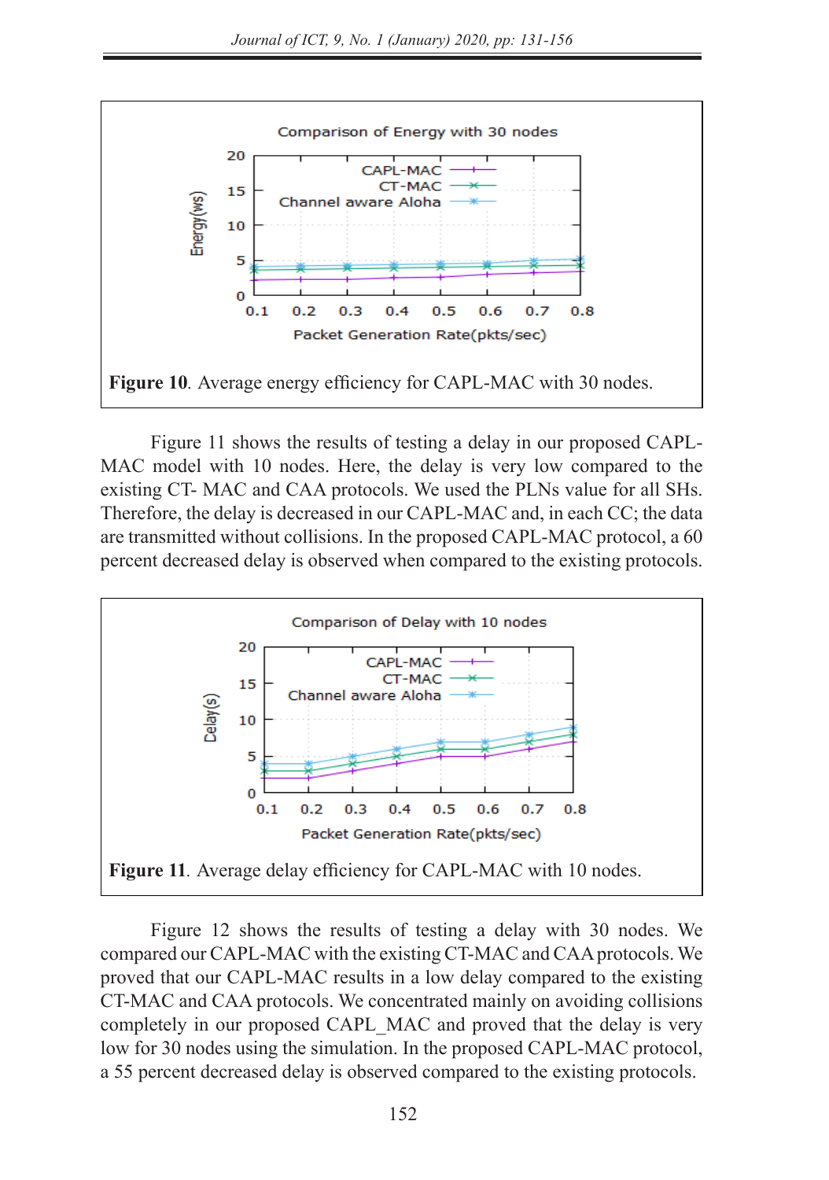**Figure 10**. Average energy efficiency for CAPL-MAC with 30 nodes.

Figure 11 shows the results of testing a delay in our proposed CAPL-MAC model with 10 nodes. Here, the delay is very low compared to the existing CT- MAC and CAA protocols. We used the PLNs value for all SHs. Therefore, the delay is decreased in our CAPL-MAC and, in each CC; the data are transmitted without collisions. In the proposed CAPL-MAC protocol, a 60 percent decreased delay is observed when compared to the existing protocols.

**Figure 11**. Average delay efficiency for CAPL-MAC with 10 nodes.

Figure 12 shows the results of testing a delay with 30 nodes. We compared our CAPL-MAC with the existing CT-MAC and CAA protocols. We proved that our CAPL-MAC results in a low delay compared to the existing CT-MAC and CAA protocols. We concentrated mainly on avoiding collisions completely in our proposed CAPL_MAC and proved that the delay is very low for 30 nodes using the simulation. In the proposed CAPL-MAC protocol, a 55 percent decreased delay is observed compared to the existing protocols.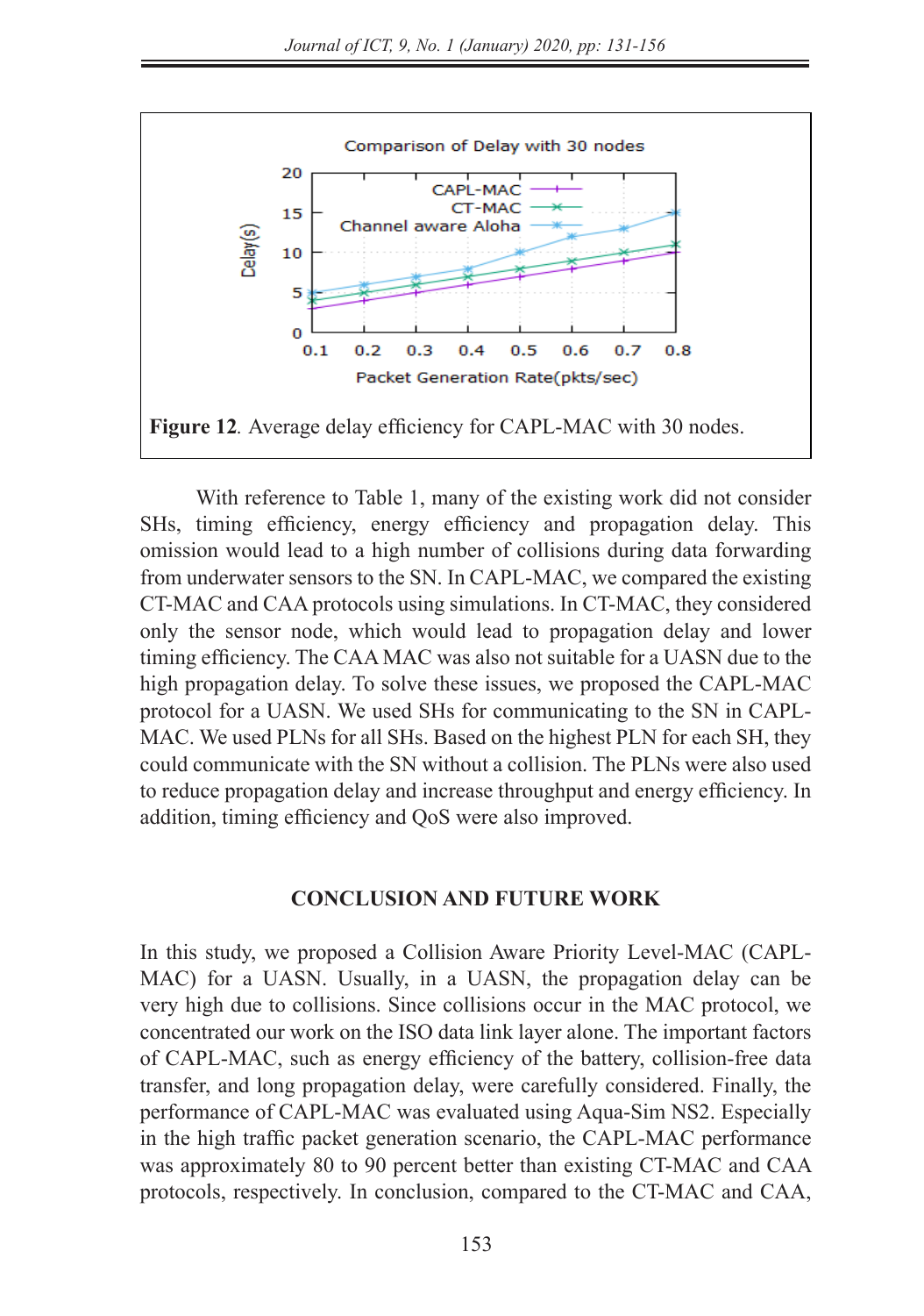**Figure 12**. Average delay efficiency for CAPL-MAC with 30 nodes.

With reference to Table 1, many of the existing work did not consider SHs, timing efficiency, energy efficiency and propagation delay. This omission would lead to a high number of collisions during data forwarding from underwater sensors to the SN. In CAPL-MAC, we compared the existing CT-MAC and CAA protocols using simulations. In CT-MAC, they considered only the sensor node, which would lead to propagation delay and lower timing efficiency. The CAA MAC was also not suitable for a UASN due to the high propagation delay. To solve these issues, we proposed the CAPL-MAC protocol for a UASN. We used SHs for communicating to the SN in CAPL-MAC. We used PLNs for all SHs. Based on the highest PLN for each SH, they could communicate with the SN without a collision. The PLNs were also used to reduce propagation delay and increase throughput and energy efficiency. In addition, timing efficiency and QoS were also improved.

## CONCLUSION AND FUTURE WORK

In this study, we proposed a Collision Aware Priority Level-MAC (CAPL-MAC) for a UASN. Usually, in a UASN, the propagation delay can be very high due to collisions. Since collisions occur in the MAC protocol, we concentrated our work on the ISO data link layer alone. The important factors of CAPL-MAC, such as energy efficiency of the battery, collision-free data transfer, and long propagation delay, were carefully considered. Finally, the performance of CAPL-MAC was evaluated using Aqua-Sim NS2. Especially in the high traffic packet generation scenario, the CAPL-MAC performance was approximately 80 to 90 percent better than existing CT-MAC and CAA protocols, respectively. In conclusion, compared to the CT-MAC and CAA,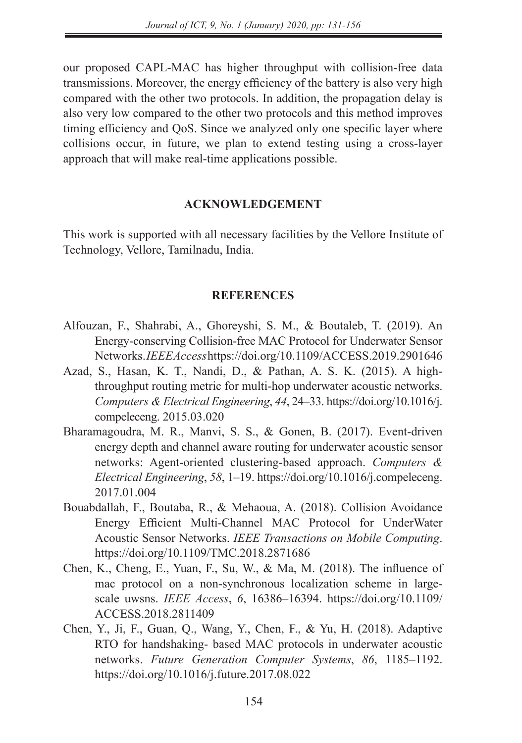our proposed CAPL-MAC has higher throughput with collision-free data transmissions. Moreover, the energy efficiency of the battery is also very high compared with the other two protocols. In addition, the propagation delay is also very low compared to the other two protocols and this method improves timing efficiency and QoS. Since we analyzed only one specific layer where collisions occur, in future, we plan to extend testing using a cross-layer approach that will make real-time applications possible.

## ACKNOWLEDGEMENT

This work is supported with all necessary facilities by the Vellore Institute of Technology, Vellore, Tamilnadu, India.

## REFERENCES

Alfouzan, F., Shahrabi, A., Ghoreyshi, S. M., & Boutaleb, T. (2019). An Energy-conserving Collision-free MAC Protocol for Underwater Sensor Networks.*IEEEAccess*https://doi.org/10.1109/ACCESS.2019.2901646

Azad, S., Hasan, K. T., Nandi, D., & Pathan, A. S. K. (2015). A high-throughput routing metric for multi-hop underwater acoustic networks. *Computers & Electrical Engineering*, *44*, 24–33. https://doi.org/10.1016/j.compeleceng. 2015.03.020

Bharamagoudra, M. R., Manvi, S. S., & Gonen, B. (2017). Event-driven energy depth and channel aware routing for underwater acoustic sensor networks: Agent-oriented clustering-based approach. *Computers & Electrical Engineering*, *58*, 1–19. https://doi.org/10.1016/j.compeleceng. 2017.01.004

Bouabdallah, F., Boutaba, R., & Mehaoua, A. (2018). Collision Avoidance Energy Efficient Multi-Channel MAC Protocol for UnderWater Acoustic Sensor Networks. *IEEE Transactions on Mobile Computing*. https://doi.org/10.1109/TMC.2018.2871686

Chen, K., Cheng, E., Yuan, F., Su, W., & Ma, M. (2018). The influence of mac protocol on a non-synchronous localization scheme in large-scale uwsns. *IEEE Access*, *6*, 16386–16394. https://doi.org/10.1109/ACCESS.2018.2811409

Chen, Y., Ji, F., Guan, Q., Wang, Y., Chen, F., & Yu, H. (2018). Adaptive RTO for handshaking- based MAC protocols in underwater acoustic networks. *Future Generation Computer Systems*, *86*, 1185–1192. https://doi.org/10.1016/j.future.2017.08.022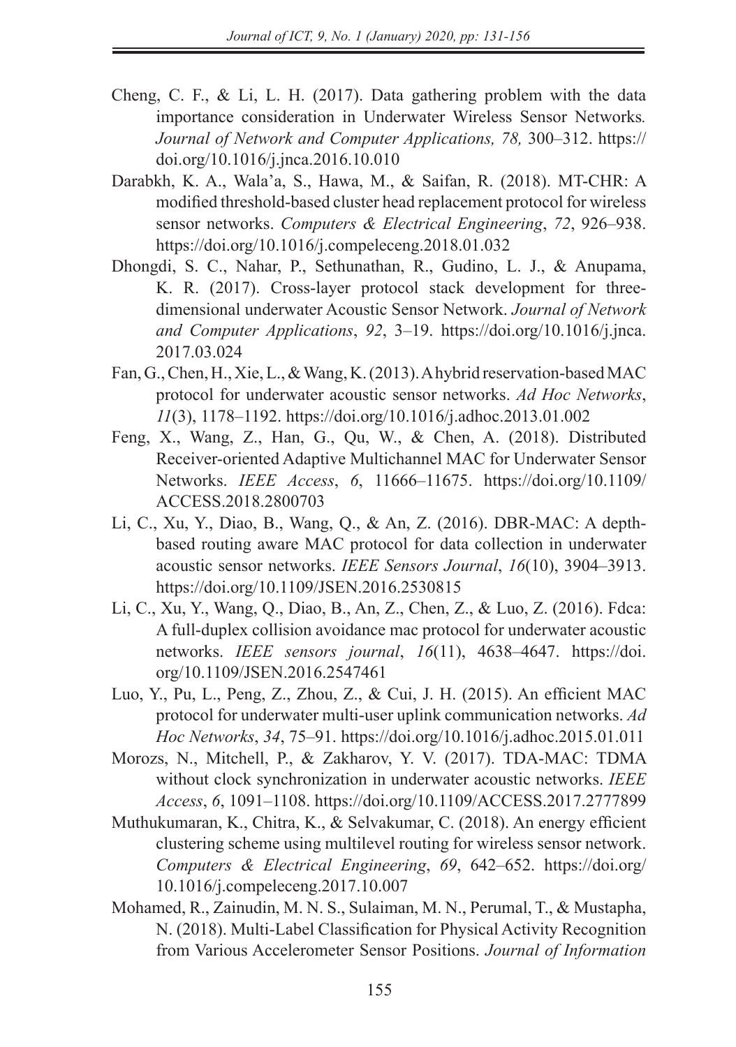Cheng, C. F., & Li, L. H. (2017). Data gathering problem with the data importance consideration in Underwater Wireless Sensor Networks*. Journal of Network and Computer Applications, 78,* 300–312. https://doi.org/10.1016/j.jnca.2016.10.010

Darabkh, K. A., Wala'a, S., Hawa, M., & Saifan, R. (2018). MT-CHR: A modified threshold-based cluster head replacement protocol for wireless sensor networks. *Computers & Electrical Engineering*, *72*, 926–938. https://doi.org/10.1016/j.compeleceng.2018.01.032

Dhongdi, S. C., Nahar, P., Sethunathan, R., Gudino, L. J., & Anupama, K. R. (2017). Cross-layer protocol stack development for three-dimensional underwater Acoustic Sensor Network. *Journal of Network and Computer Applications*, *92*, 3–19. https://doi.org/10.1016/j.jnca.2017.03.024

Fan, G., Chen, H., Xie, L., & Wang, K. (2013). A hybrid reservation-based MAC protocol for underwater acoustic sensor networks. *Ad Hoc Networks*, *11*(3), 1178–1192. https://doi.org/10.1016/j.adhoc.2013.01.002

Feng, X., Wang, Z., Han, G., Qu, W., & Chen, A. (2018). Distributed Receiver-oriented Adaptive Multichannel MAC for Underwater Sensor Networks. *IEEE Access*, *6*, 11666–11675. https://doi.org/10.1109/ACCESS.2018.2800703

Li, C., Xu, Y., Diao, B., Wang, Q., & An, Z. (2016). DBR-MAC: A depth-based routing aware MAC protocol for data collection in underwater acoustic sensor networks. *IEEE Sensors Journal*, *16*(10), 3904–3913. https://doi.org/10.1109/JSEN.2016.2530815

Li, C., Xu, Y., Wang, Q., Diao, B., An, Z., Chen, Z., & Luo, Z. (2016). Fdca: A full-duplex collision avoidance mac protocol for underwater acoustic networks. *IEEE sensors journal*, *16*(11), 4638–4647. https://doi.org/10.1109/JSEN.2016.2547461

Luo, Y., Pu, L., Peng, Z., Zhou, Z., & Cui, J. H. (2015). An efficient MAC protocol for underwater multi-user uplink communication networks. *Ad Hoc Networks*, *34*, 75–91. https://doi.org/10.1016/j.adhoc.2015.01.011

Morozs, N., Mitchell, P., & Zakharov, Y. V. (2017). TDA-MAC: TDMA without clock synchronization in underwater acoustic networks. *IEEE Access*, *6*, 1091–1108. https://doi.org/10.1109/ACCESS.2017.2777899

Muthukumaran, K., Chitra, K., & Selvakumar, C. (2018). An energy efficient clustering scheme using multilevel routing for wireless sensor network. *Computers & Electrical Engineering*, *69*, 642–652. https://doi.org/10.1016/j.compeleceng.2017.10.007

Mohamed, R., Zainudin, M. N. S., Sulaiman, M. N., Perumal, T., & Mustapha, N. (2018). Multi-Label Classification for Physical Activity Recognition from Various Accelerometer Sensor Positions. *Journal of Information*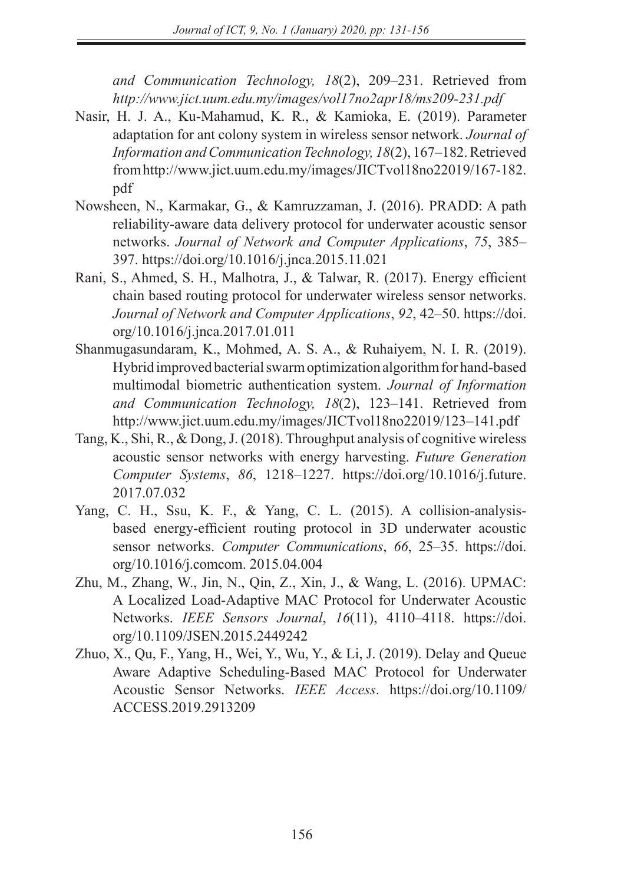*and Communication Technology, 18*(2), 209–231. Retrieved from *http://www.jict.uum.edu.my/images/vol17no2apr18/ms209-231.pdf*

Nasir, H. J. A., Ku-Mahamud, K. R., & Kamioka, E. (2019). Parameter adaptation for ant colony system in wireless sensor network. *Journal of Information and Communication Technology, 18*(2), 167–182. Retrieved from http://www.jict.uum.edu.my/images/JICTvol18no22019/167-182.pdf

Nowsheen, N., Karmakar, G., & Kamruzzaman, J. (2016). PRADD: A path reliability-aware data delivery protocol for underwater acoustic sensor networks. *Journal of Network and Computer Applications*, *75*, 385–397. https://doi.org/10.1016/j.jnca.2015.11.021

Rani, S., Ahmed, S. H., Malhotra, J., & Talwar, R. (2017). Energy efficient chain based routing protocol for underwater wireless sensor networks. *Journal of Network and Computer Applications*, *92*, 42–50. https://doi.org/10.1016/j.jnca.2017.01.011

Shanmugasundaram, K., Mohmed, A. S. A., & Ruhaiyem, N. I. R. (2019). Hybrid improved bacterial swarm optimization algorithm for hand-based multimodal biometric authentication system. *Journal of Information and Communication Technology, 18*(2), 123–141. Retrieved from http://www.jict.uum.edu.my/images/JICTvol18no22019/123–141.pdf

Tang, K., Shi, R., & Dong, J. (2018). Throughput analysis of cognitive wireless acoustic sensor networks with energy harvesting. *Future Generation Computer Systems*, *86*, 1218–1227. https://doi.org/10.1016/j.future.2017.07.032

Yang, C. H., Ssu, K. F., & Yang, C. L. (2015). A collision-analysis-based energy-efficient routing protocol in 3D underwater acoustic sensor networks. *Computer Communications*, *66*, 25–35. https://doi.org/10.1016/j.comcom. 2015.04.004

Zhu, M., Zhang, W., Jin, N., Qin, Z., Xin, J., & Wang, L. (2016). UPMAC: A Localized Load-Adaptive MAC Protocol for Underwater Acoustic Networks. *IEEE Sensors Journal*, *16*(11), 4110–4118. https://doi.org/10.1109/JSEN.2015.2449242

Zhuo, X., Qu, F., Yang, H., Wei, Y., Wu, Y., & Li, J. (2019). Delay and Queue Aware Adaptive Scheduling-Based MAC Protocol for Underwater Acoustic Sensor Networks. *IEEE Access*. https://doi.org/10.1109/ACCESS.2019.2913209